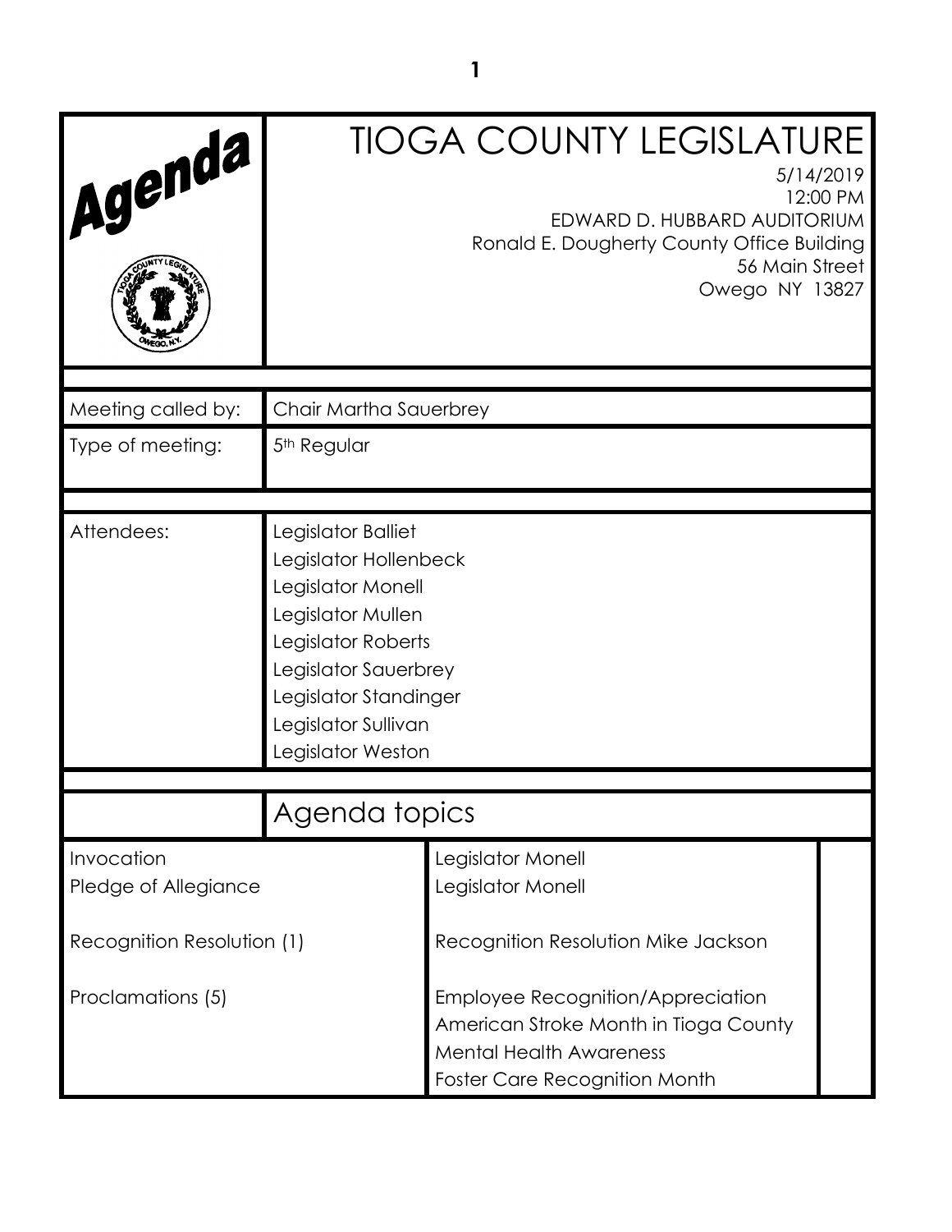**Agenda**

# TIOGA COUNTY LEGISLATURE

5/14/2019
12:00 PM
EDWARD D. HUBBARD AUDITORIUM
Ronald E. Dougherty County Office Building
56 Main Street
Owego NY 13827

| | |
|---|---|
| Meeting called by: | Chair Martha Sauerbrey |
| Type of meeting: | 5th Regular |
| Attendees: | Legislator Balliet<br>Legislator Hollenbeck<br>Legislator Monell<br>Legislator Mullen<br>Legislator Roberts<br>Legislator Sauerbrey<br>Legislator Standinger<br>Legislator Sullivan<br>Legislator Weston |

## Agenda topics

| | |
|---|---|
| Invocation | Legislator Monell |
| Pledge of Allegiance | Legislator Monell |
| Recognition Resolution (1) | Recognition Resolution Mike Jackson |
| Proclamations (5) | Employee Recognition/Appreciation<br>American Stroke Month in Tioga County<br>Mental Health Awareness<br>Foster Care Recognition Month |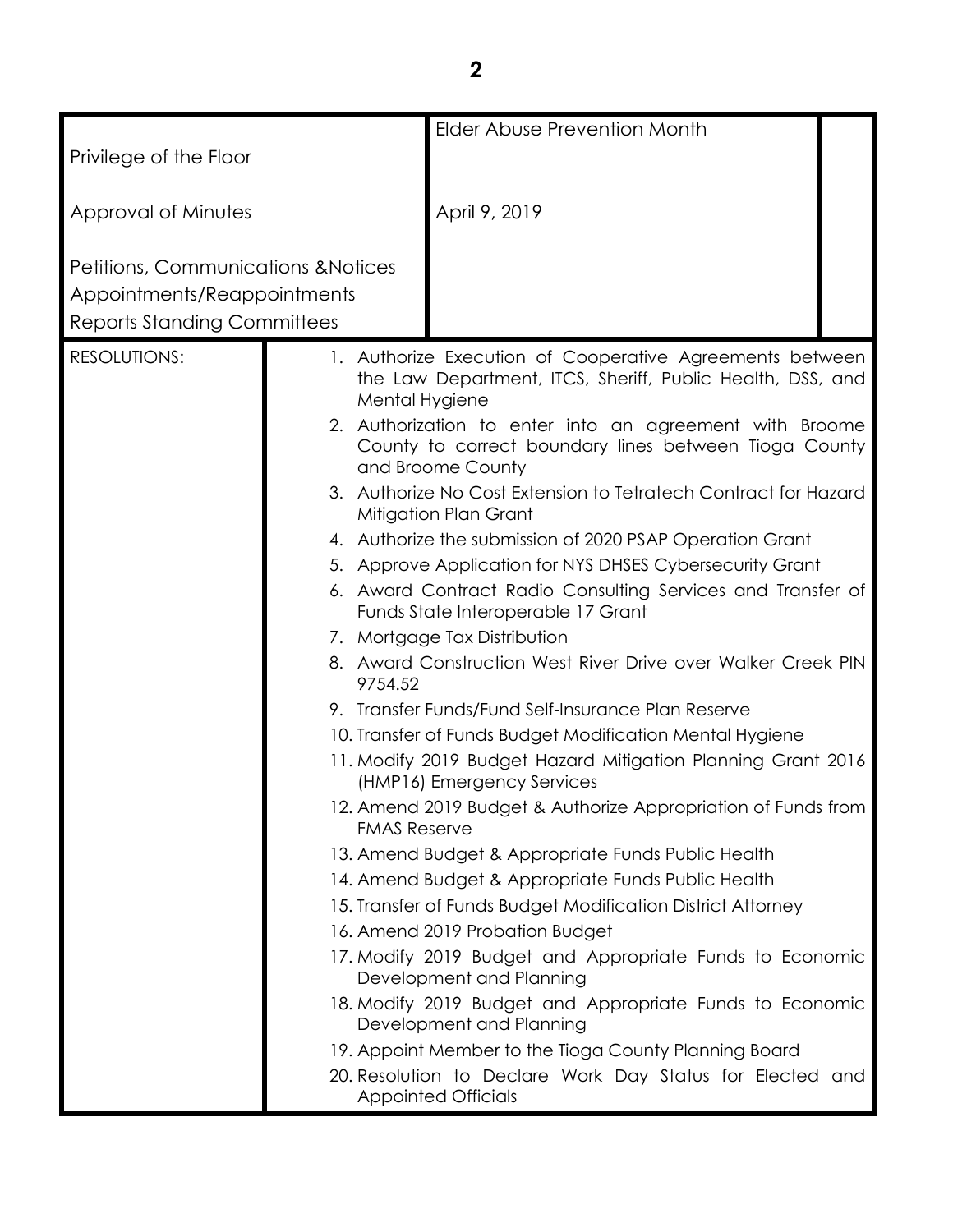| | | |
|---|---|---|
| Privilege of the Floor | Elder Abuse Prevention Month | |
| Approval of Minutes | April 9, 2019 | |
| Petitions, Communications &Notices<br>Appointments/Reappointments<br>Reports Standing Committees | | |

| | |
|---|---|
| RESOLUTIONS: | 1. Authorize Execution of Cooperative Agreements between the Law Department, ITCS, Sheriff, Public Health, DSS, and Mental Hygiene<br>2. Authorization to enter into an agreement with Broome County to correct boundary lines between Tioga County and Broome County<br>3. Authorize No Cost Extension to Tetratech Contract for Hazard Mitigation Plan Grant<br>4. Authorize the submission of 2020 PSAP Operation Grant<br>5. Approve Application for NYS DHSES Cybersecurity Grant<br>6. Award Contract Radio Consulting Services and Transfer of Funds State Interoperable 17 Grant<br>7. Mortgage Tax Distribution<br>8. Award Construction West River Drive over Walker Creek PIN 9754.52<br>9. Transfer Funds/Fund Self-Insurance Plan Reserve<br>10. Transfer of Funds Budget Modification Mental Hygiene<br>11. Modify 2019 Budget Hazard Mitigation Planning Grant 2016 (HMP16) Emergency Services<br>12. Amend 2019 Budget & Authorize Appropriation of Funds from FMAS Reserve<br>13. Amend Budget & Appropriate Funds Public Health<br>14. Amend Budget & Appropriate Funds Public Health<br>15. Transfer of Funds Budget Modification District Attorney<br>16. Amend 2019 Probation Budget<br>17. Modify 2019 Budget and Appropriate Funds to Economic Development and Planning<br>18. Modify 2019 Budget and Appropriate Funds to Economic Development and Planning<br>19. Appoint Member to the Tioga County Planning Board<br>20. Resolution to Declare Work Day Status for Elected and Appointed Officials |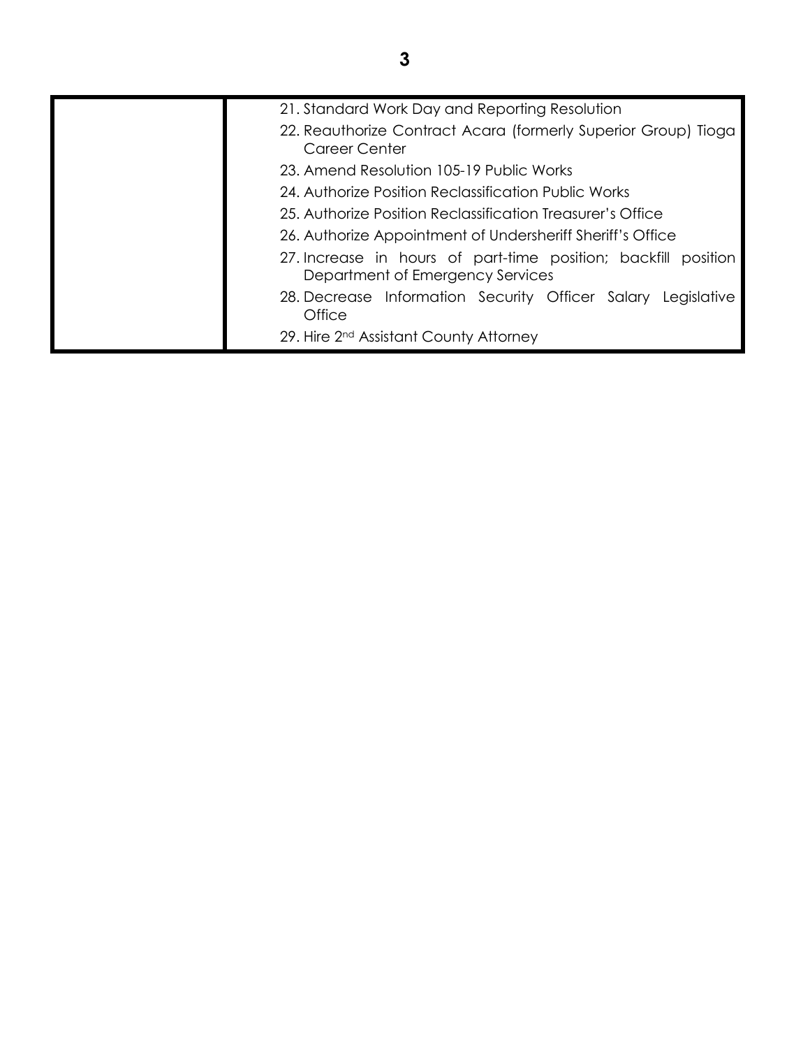| | |
|---|---|
| | 21. Standard Work Day and Reporting Resolution<br>22. Reauthorize Contract Acara (formerly Superior Group) Tioga Career Center<br>23. Amend Resolution 105-19 Public Works<br>24. Authorize Position Reclassification Public Works<br>25. Authorize Position Reclassification Treasurer's Office<br>26. Authorize Appointment of Undersheriff Sheriff's Office<br>27. Increase in hours of part-time position; backfill position Department of Emergency Services<br>28. Decrease Information Security Officer Salary Legislative Office<br>29. Hire 2nd Assistant County Attorney |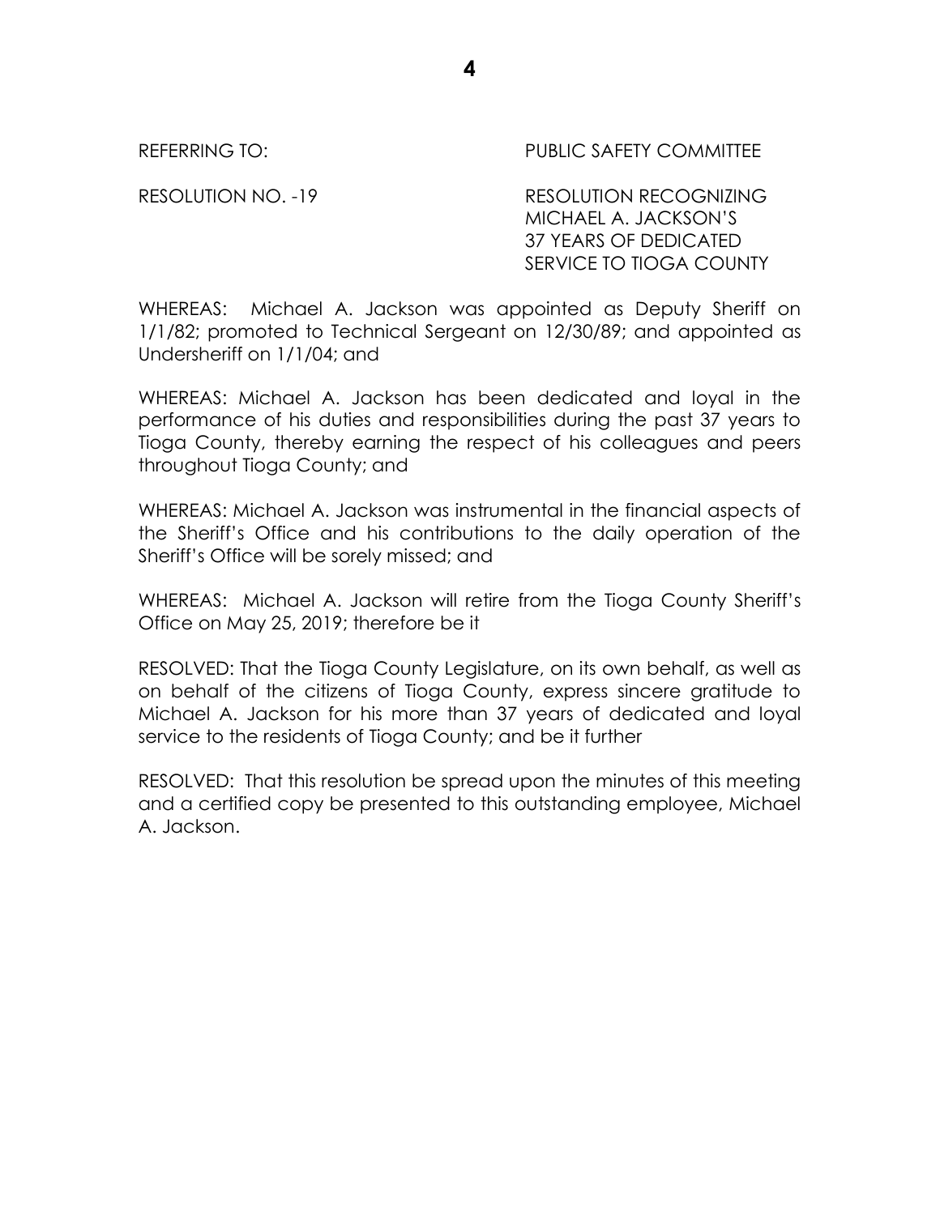REFERRING TO: PUBLIC SAFETY COMMITTEE

RESOLUTION NO. -19 RESOLUTION RECOGNIZING MICHAEL A. JACKSON'S 37 YEARS OF DEDICATED SERVICE TO TIOGA COUNTY

WHEREAS: Michael A. Jackson was appointed as Deputy Sheriff on 1/1/82; promoted to Technical Sergeant on 12/30/89; and appointed as Undersheriff on 1/1/04; and

WHEREAS: Michael A. Jackson has been dedicated and loyal in the performance of his duties and responsibilities during the past 37 years to Tioga County, thereby earning the respect of his colleagues and peers throughout Tioga County; and

WHEREAS: Michael A. Jackson was instrumental in the financial aspects of the Sheriff's Office and his contributions to the daily operation of the Sheriff's Office will be sorely missed; and

WHEREAS: Michael A. Jackson will retire from the Tioga County Sheriff's Office on May 25, 2019; therefore be it

RESOLVED: That the Tioga County Legislature, on its own behalf, as well as on behalf of the citizens of Tioga County, express sincere gratitude to Michael A. Jackson for his more than 37 years of dedicated and loyal service to the residents of Tioga County; and be it further

RESOLVED: That this resolution be spread upon the minutes of this meeting and a certified copy be presented to this outstanding employee, Michael A. Jackson.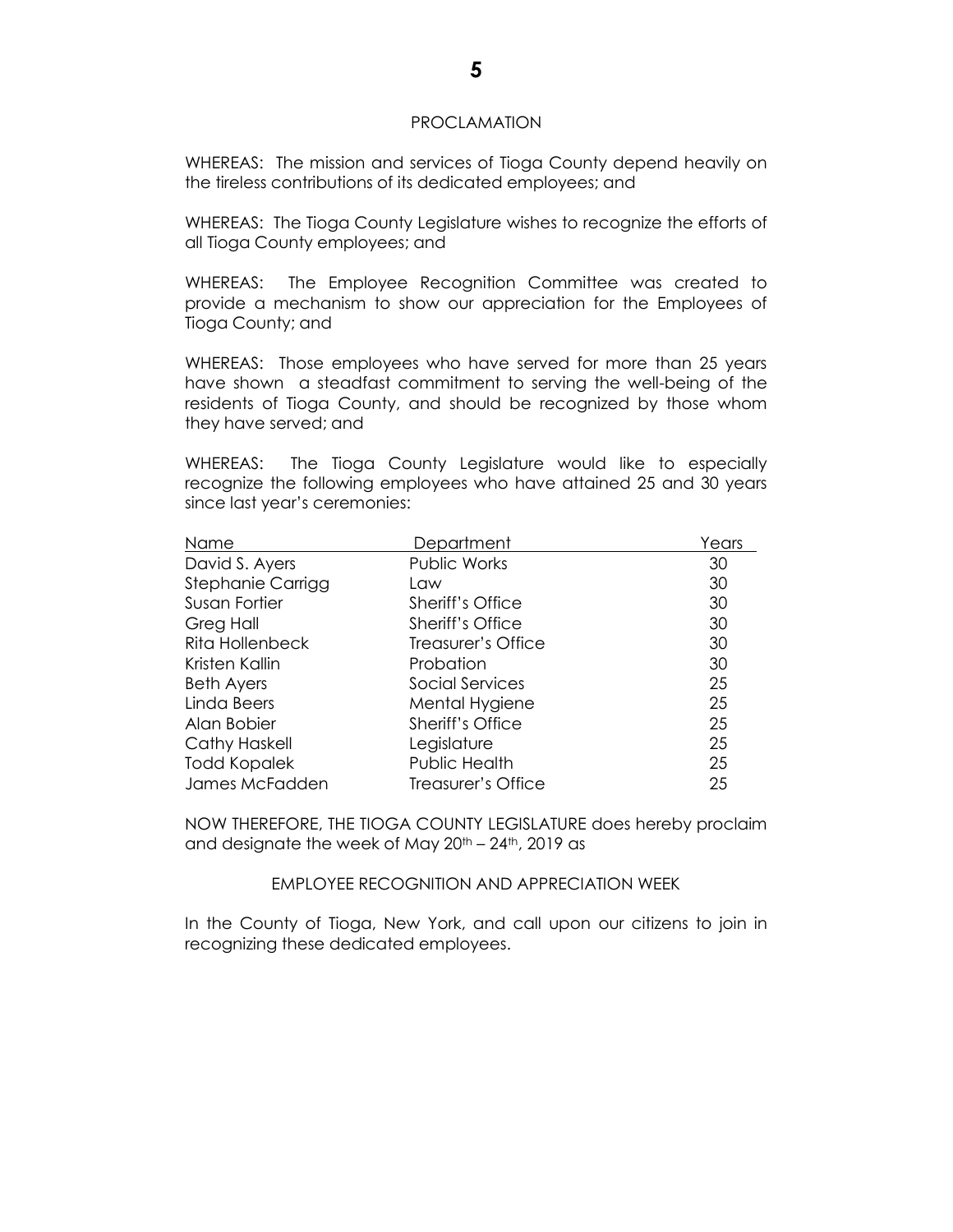PROCLAMATION

WHEREAS: The mission and services of Tioga County depend heavily on the tireless contributions of its dedicated employees; and

WHEREAS: The Tioga County Legislature wishes to recognize the efforts of all Tioga County employees; and

WHEREAS: The Employee Recognition Committee was created to provide a mechanism to show our appreciation for the Employees of Tioga County; and

WHEREAS: Those employees who have served for more than 25 years have shown a steadfast commitment to serving the well-being of the residents of Tioga County, and should be recognized by those whom they have served; and

WHEREAS: The Tioga County Legislature would like to especially recognize the following employees who have attained 25 and 30 years since last year's ceremonies:

| Name | Department | Years |
|---|---|---|
| David S. Ayers | Public Works | 30 |
| Stephanie Carrigg | Law | 30 |
| Susan Fortier | Sheriff's Office | 30 |
| Greg Hall | Sheriff's Office | 30 |
| Rita Hollenbeck | Treasurer's Office | 30 |
| Kristen Kallin | Probation | 30 |
| Beth Ayers | Social Services | 25 |
| Linda Beers | Mental Hygiene | 25 |
| Alan Bobier | Sheriff's Office | 25 |
| Cathy Haskell | Legislature | 25 |
| Todd Kopalek | Public Health | 25 |
| James McFadden | Treasurer's Office | 25 |

NOW THEREFORE, THE TIOGA COUNTY LEGISLATURE does hereby proclaim and designate the week of May 20th – 24th, 2019 as

EMPLOYEE RECOGNITION AND APPRECIATION WEEK

In the County of Tioga, New York, and call upon our citizens to join in recognizing these dedicated employees.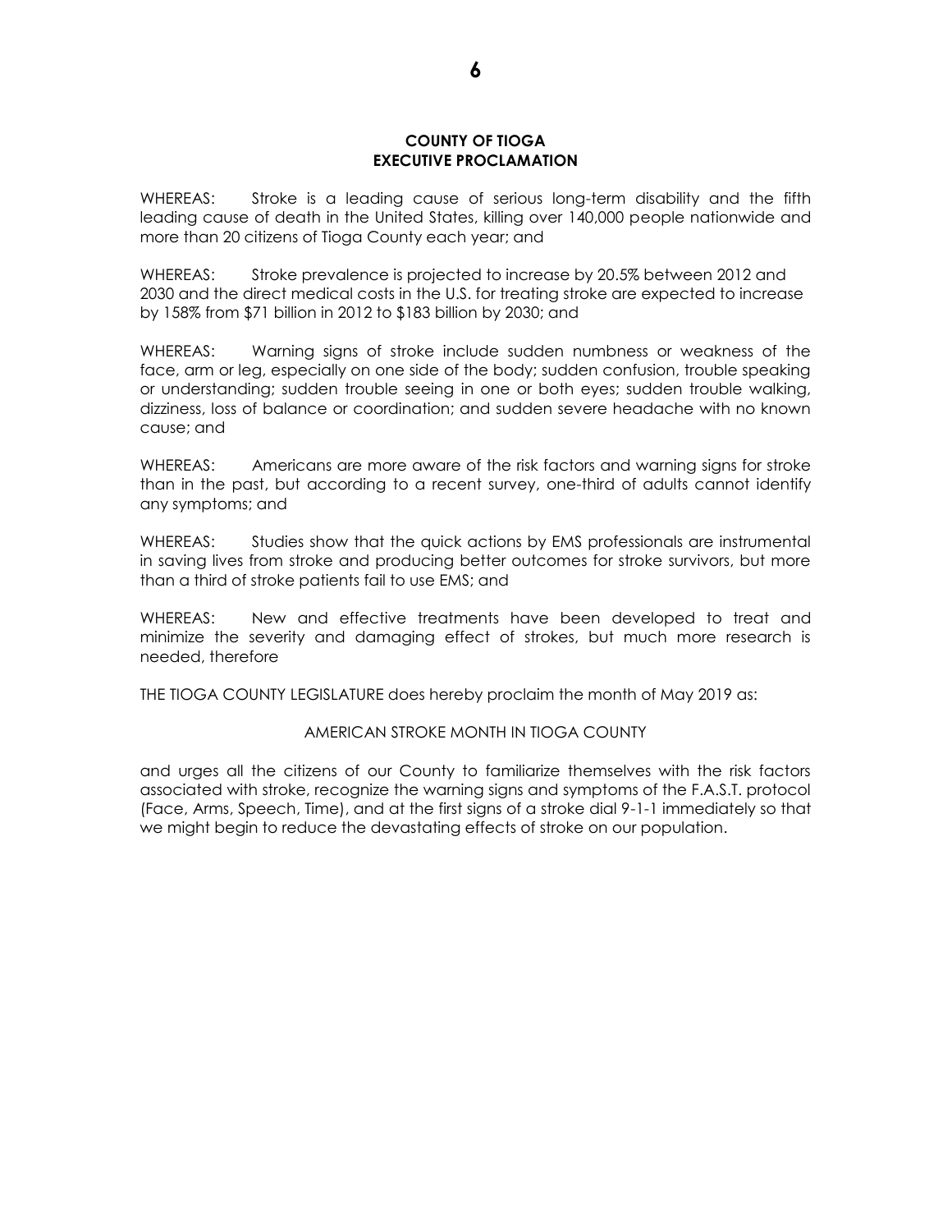**COUNTY OF TIOGA**
**EXECUTIVE PROCLAMATION**

WHEREAS: Stroke is a leading cause of serious long-term disability and the fifth leading cause of death in the United States, killing over 140,000 people nationwide and more than 20 citizens of Tioga County each year; and

WHEREAS: Stroke prevalence is projected to increase by 20.5% between 2012 and 2030 and the direct medical costs in the U.S. for treating stroke are expected to increase by 158% from $71 billion in 2012 to $183 billion by 2030; and

WHEREAS: Warning signs of stroke include sudden numbness or weakness of the face, arm or leg, especially on one side of the body; sudden confusion, trouble speaking or understanding; sudden trouble seeing in one or both eyes; sudden trouble walking, dizziness, loss of balance or coordination; and sudden severe headache with no known cause; and

WHEREAS: Americans are more aware of the risk factors and warning signs for stroke than in the past, but according to a recent survey, one-third of adults cannot identify any symptoms; and

WHEREAS: Studies show that the quick actions by EMS professionals are instrumental in saving lives from stroke and producing better outcomes for stroke survivors, but more than a third of stroke patients fail to use EMS; and

WHEREAS: New and effective treatments have been developed to treat and minimize the severity and damaging effect of strokes, but much more research is needed, therefore

THE TIOGA COUNTY LEGISLATURE does hereby proclaim the month of May 2019 as:

AMERICAN STROKE MONTH IN TIOGA COUNTY

and urges all the citizens of our County to familiarize themselves with the risk factors associated with stroke, recognize the warning signs and symptoms of the F.A.S.T. protocol (Face, Arms, Speech, Time), and at the first signs of a stroke dial 9-1-1 immediately so that we might begin to reduce the devastating effects of stroke on our population.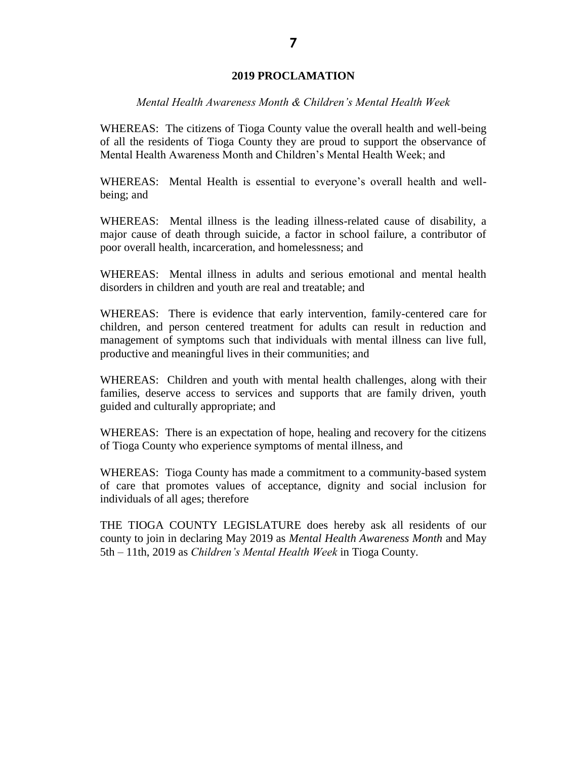## 2019 PROCLAMATION

*Mental Health Awareness Month & Children's Mental Health Week*

WHEREAS: The citizens of Tioga County value the overall health and well-being of all the residents of Tioga County they are proud to support the observance of Mental Health Awareness Month and Children's Mental Health Week; and

WHEREAS: Mental Health is essential to everyone's overall health and well-being; and

WHEREAS: Mental illness is the leading illness-related cause of disability, a major cause of death through suicide, a factor in school failure, a contributor of poor overall health, incarceration, and homelessness; and

WHEREAS: Mental illness in adults and serious emotional and mental health disorders in children and youth are real and treatable; and

WHEREAS: There is evidence that early intervention, family-centered care for children, and person centered treatment for adults can result in reduction and management of symptoms such that individuals with mental illness can live full, productive and meaningful lives in their communities; and

WHEREAS: Children and youth with mental health challenges, along with their families, deserve access to services and supports that are family driven, youth guided and culturally appropriate; and

WHEREAS: There is an expectation of hope, healing and recovery for the citizens of Tioga County who experience symptoms of mental illness, and

WHEREAS: Tioga County has made a commitment to a community-based system of care that promotes values of acceptance, dignity and social inclusion for individuals of all ages; therefore

THE TIOGA COUNTY LEGISLATURE does hereby ask all residents of our county to join in declaring May 2019 as *Mental Health Awareness Month* and May 5th – 11th, 2019 as *Children's Mental Health Week* in Tioga County.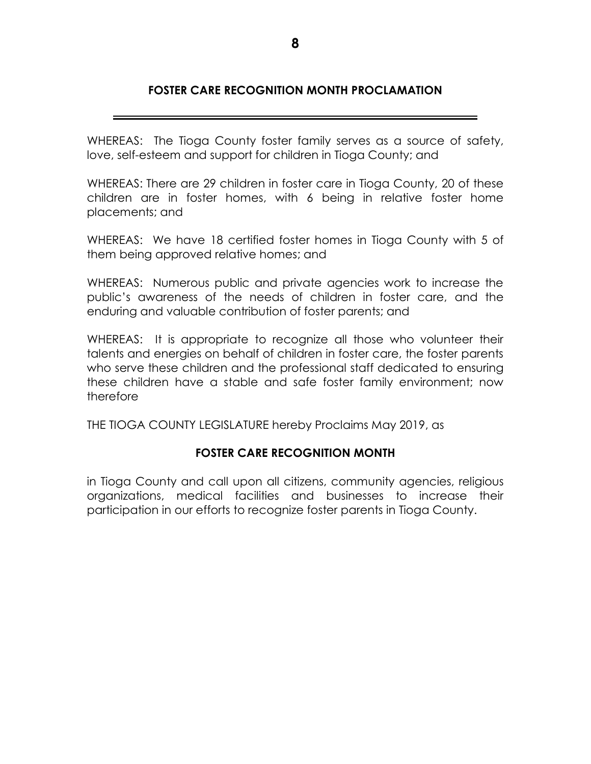# FOSTER CARE RECOGNITION MONTH PROCLAMATION

---

WHEREAS: The Tioga County foster family serves as a source of safety, love, self-esteem and support for children in Tioga County; and

WHEREAS: There are 29 children in foster care in Tioga County, 20 of these children are in foster homes, with 6 being in relative foster home placements; and

WHEREAS: We have 18 certified foster homes in Tioga County with 5 of them being approved relative homes; and

WHEREAS: Numerous public and private agencies work to increase the public's awareness of the needs of children in foster care, and the enduring and valuable contribution of foster parents; and

WHEREAS: It is appropriate to recognize all those who volunteer their talents and energies on behalf of children in foster care, the foster parents who serve these children and the professional staff dedicated to ensuring these children have a stable and safe foster family environment; now therefore

THE TIOGA COUNTY LEGISLATURE hereby Proclaims May 2019, as

**FOSTER CARE RECOGNITION MONTH**

in Tioga County and call upon all citizens, community agencies, religious organizations, medical facilities and businesses to increase their participation in our efforts to recognize foster parents in Tioga County.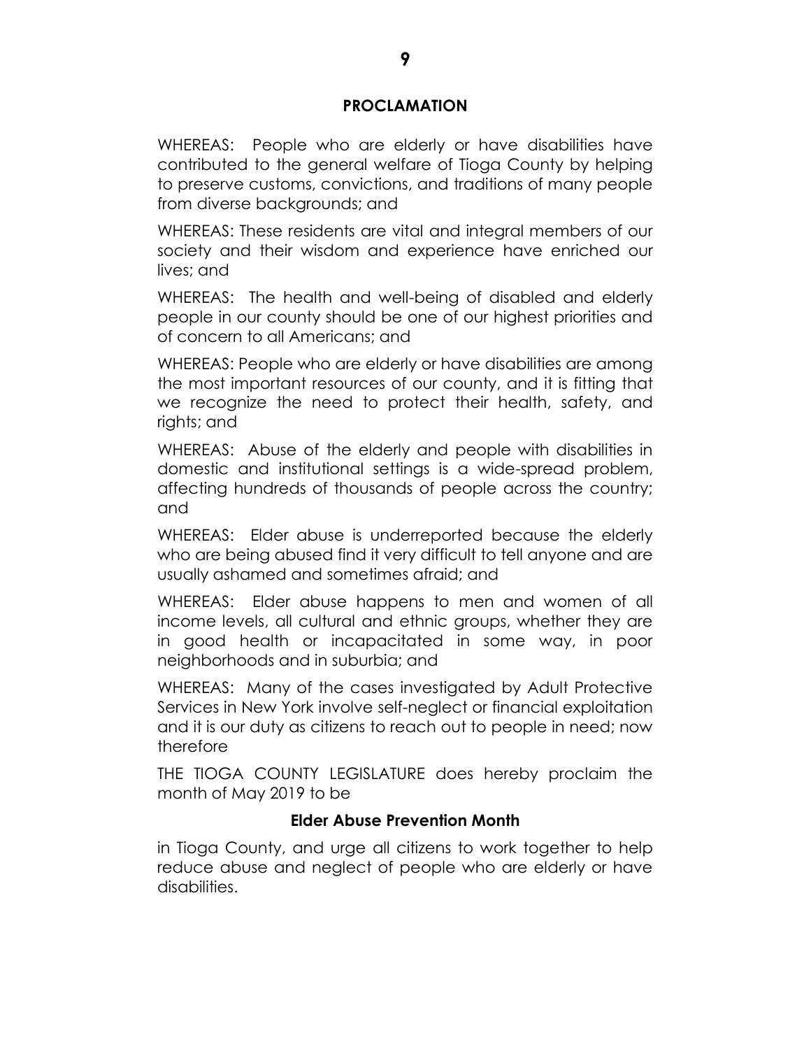## PROCLAMATION

WHEREAS: People who are elderly or have disabilities have contributed to the general welfare of Tioga County by helping to preserve customs, convictions, and traditions of many people from diverse backgrounds; and

WHEREAS: These residents are vital and integral members of our society and their wisdom and experience have enriched our lives; and

WHEREAS: The health and well-being of disabled and elderly people in our county should be one of our highest priorities and of concern to all Americans; and

WHEREAS: People who are elderly or have disabilities are among the most important resources of our county, and it is fitting that we recognize the need to protect their health, safety, and rights; and

WHEREAS: Abuse of the elderly and people with disabilities in domestic and institutional settings is a wide-spread problem, affecting hundreds of thousands of people across the country; and

WHEREAS: Elder abuse is underreported because the elderly who are being abused find it very difficult to tell anyone and are usually ashamed and sometimes afraid; and

WHEREAS: Elder abuse happens to men and women of all income levels, all cultural and ethnic groups, whether they are in good health or incapacitated in some way, in poor neighborhoods and in suburbia; and

WHEREAS: Many of the cases investigated by Adult Protective Services in New York involve self-neglect or financial exploitation and it is our duty as citizens to reach out to people in need; now therefore

THE TIOGA COUNTY LEGISLATURE does hereby proclaim the month of May 2019 to be

**Elder Abuse Prevention Month**

in Tioga County, and urge all citizens to work together to help reduce abuse and neglect of people who are elderly or have disabilities.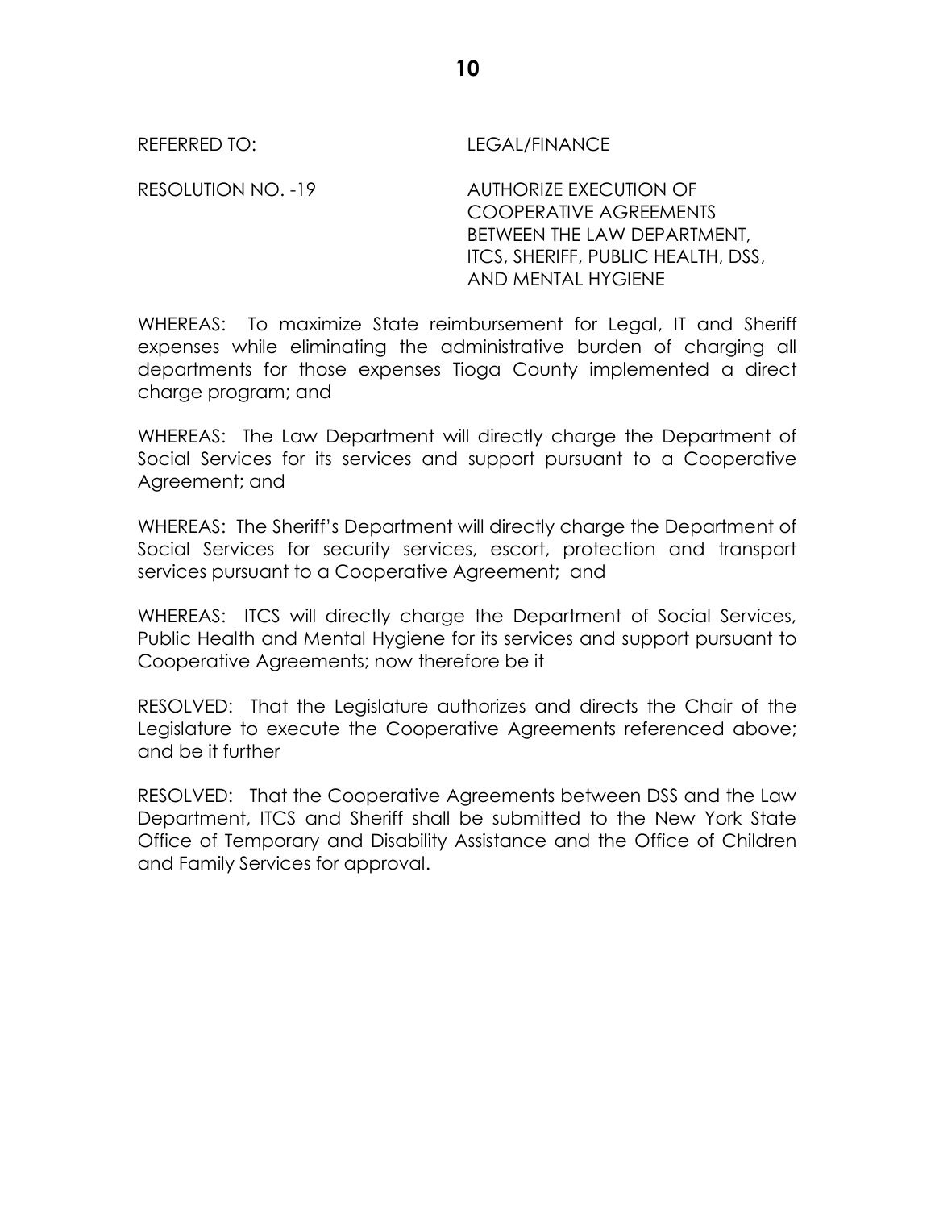REFERRED TO: LEGAL/FINANCE

RESOLUTION NO. -19 AUTHORIZE EXECUTION OF COOPERATIVE AGREEMENTS BETWEEN THE LAW DEPARTMENT, ITCS, SHERIFF, PUBLIC HEALTH, DSS, AND MENTAL HYGIENE

WHEREAS: To maximize State reimbursement for Legal, IT and Sheriff expenses while eliminating the administrative burden of charging all departments for those expenses Tioga County implemented a direct charge program; and

WHEREAS: The Law Department will directly charge the Department of Social Services for its services and support pursuant to a Cooperative Agreement; and

WHEREAS: The Sheriff's Department will directly charge the Department of Social Services for security services, escort, protection and transport services pursuant to a Cooperative Agreement; and

WHEREAS: ITCS will directly charge the Department of Social Services, Public Health and Mental Hygiene for its services and support pursuant to Cooperative Agreements; now therefore be it

RESOLVED: That the Legislature authorizes and directs the Chair of the Legislature to execute the Cooperative Agreements referenced above; and be it further

RESOLVED: That the Cooperative Agreements between DSS and the Law Department, ITCS and Sheriff shall be submitted to the New York State Office of Temporary and Disability Assistance and the Office of Children and Family Services for approval.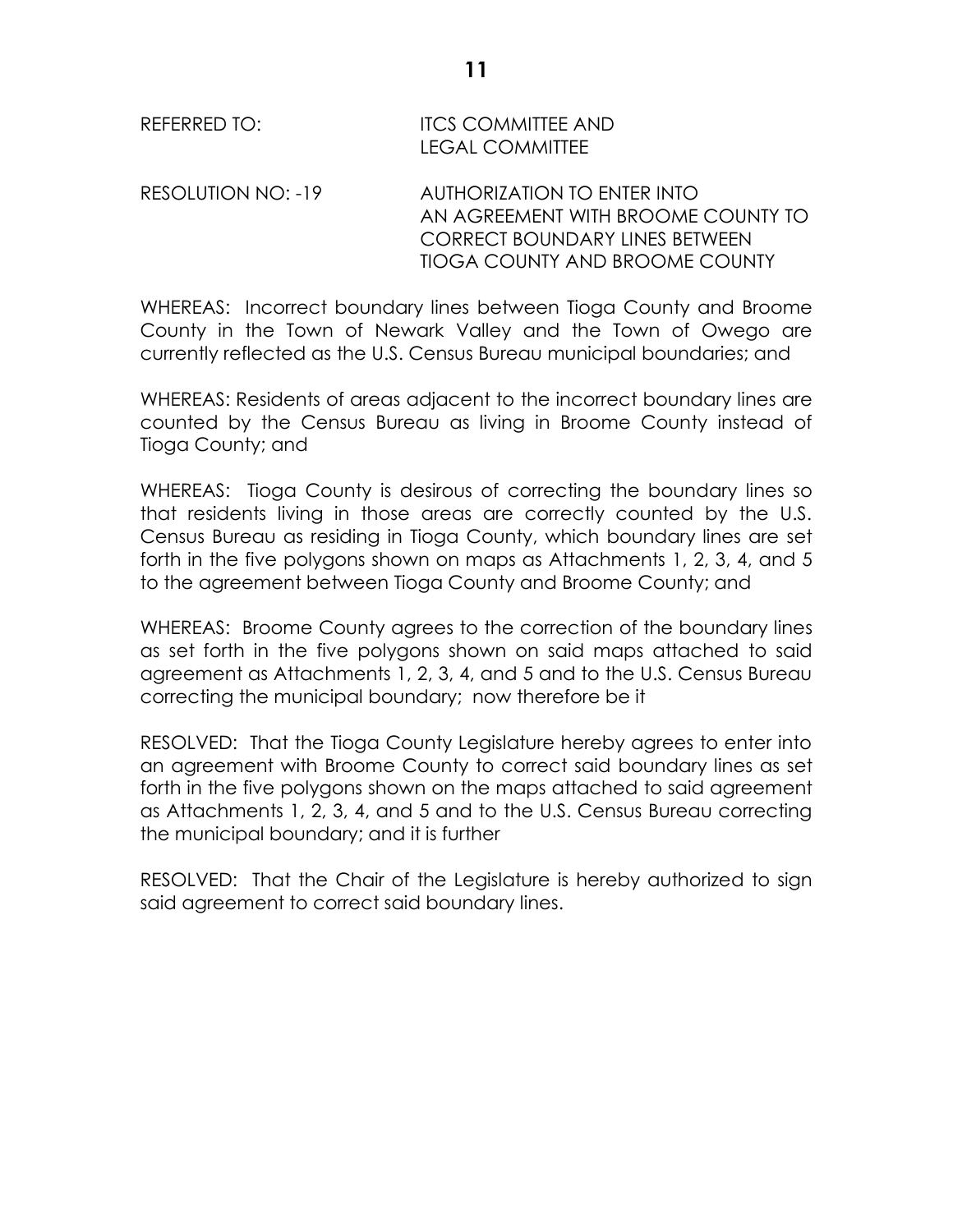REFERRED TO: ITCS COMMITTEE AND LEGAL COMMITTEE

RESOLUTION NO: -19 AUTHORIZATION TO ENTER INTO AN AGREEMENT WITH BROOME COUNTY TO CORRECT BOUNDARY LINES BETWEEN TIOGA COUNTY AND BROOME COUNTY

WHEREAS: Incorrect boundary lines between Tioga County and Broome County in the Town of Newark Valley and the Town of Owego are currently reflected as the U.S. Census Bureau municipal boundaries; and

WHEREAS: Residents of areas adjacent to the incorrect boundary lines are counted by the Census Bureau as living in Broome County instead of Tioga County; and

WHEREAS: Tioga County is desirous of correcting the boundary lines so that residents living in those areas are correctly counted by the U.S. Census Bureau as residing in Tioga County, which boundary lines are set forth in the five polygons shown on maps as Attachments 1, 2, 3, 4, and 5 to the agreement between Tioga County and Broome County; and

WHEREAS: Broome County agrees to the correction of the boundary lines as set forth in the five polygons shown on said maps attached to said agreement as Attachments 1, 2, 3, 4, and 5 and to the U.S. Census Bureau correcting the municipal boundary; now therefore be it

RESOLVED: That the Tioga County Legislature hereby agrees to enter into an agreement with Broome County to correct said boundary lines as set forth in the five polygons shown on the maps attached to said agreement as Attachments 1, 2, 3, 4, and 5 and to the U.S. Census Bureau correcting the municipal boundary; and it is further

RESOLVED: That the Chair of the Legislature is hereby authorized to sign said agreement to correct said boundary lines.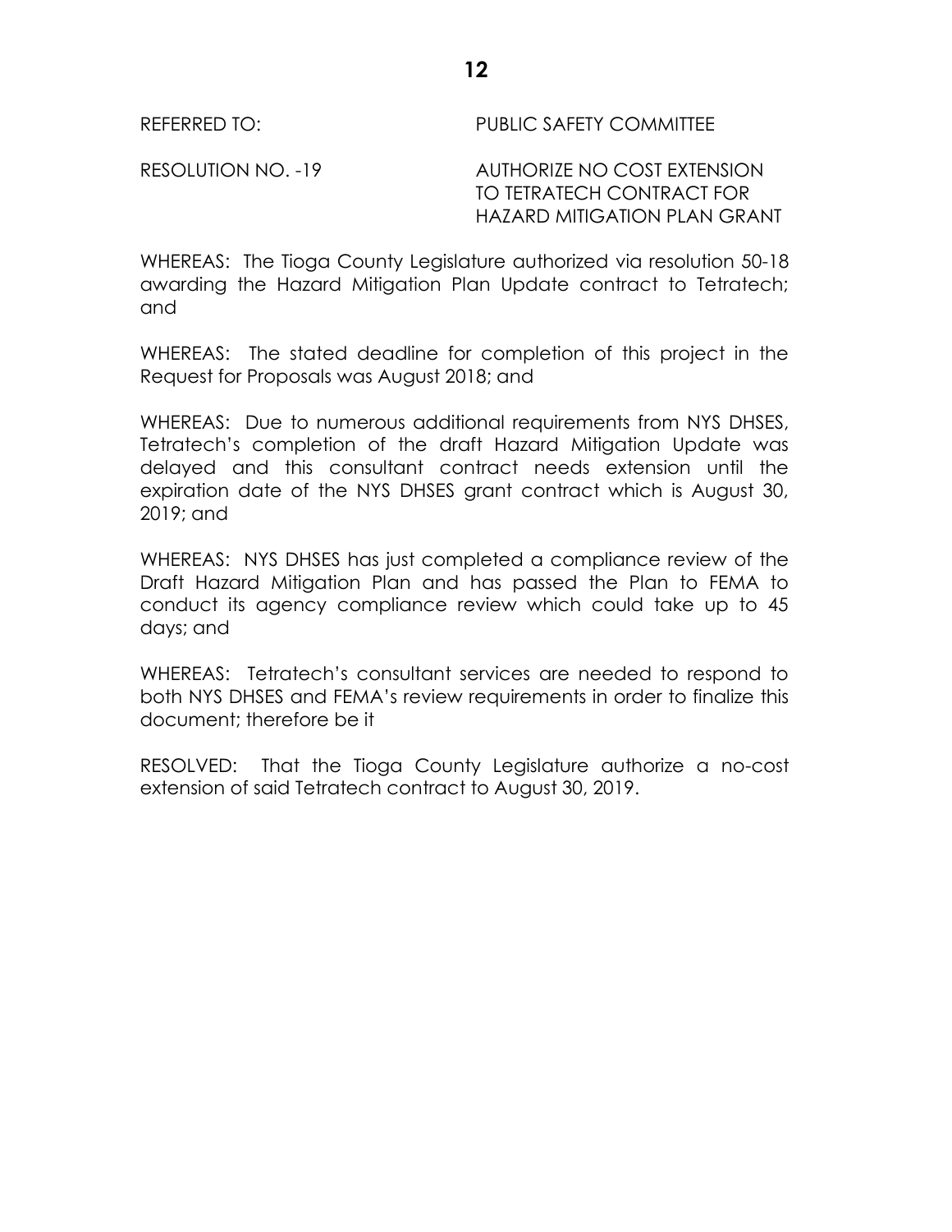REFERRED TO: PUBLIC SAFETY COMMITTEE

RESOLUTION NO. -19 AUTHORIZE NO COST EXTENSION TO TETRATECH CONTRACT FOR HAZARD MITIGATION PLAN GRANT

WHEREAS: The Tioga County Legislature authorized via resolution 50-18 awarding the Hazard Mitigation Plan Update contract to Tetratech; and

WHEREAS: The stated deadline for completion of this project in the Request for Proposals was August 2018; and

WHEREAS: Due to numerous additional requirements from NYS DHSES, Tetratech's completion of the draft Hazard Mitigation Update was delayed and this consultant contract needs extension until the expiration date of the NYS DHSES grant contract which is August 30, 2019; and

WHEREAS: NYS DHSES has just completed a compliance review of the Draft Hazard Mitigation Plan and has passed the Plan to FEMA to conduct its agency compliance review which could take up to 45 days; and

WHEREAS: Tetratech's consultant services are needed to respond to both NYS DHSES and FEMA's review requirements in order to finalize this document; therefore be it

RESOLVED: That the Tioga County Legislature authorize a no-cost extension of said Tetratech contract to August 30, 2019.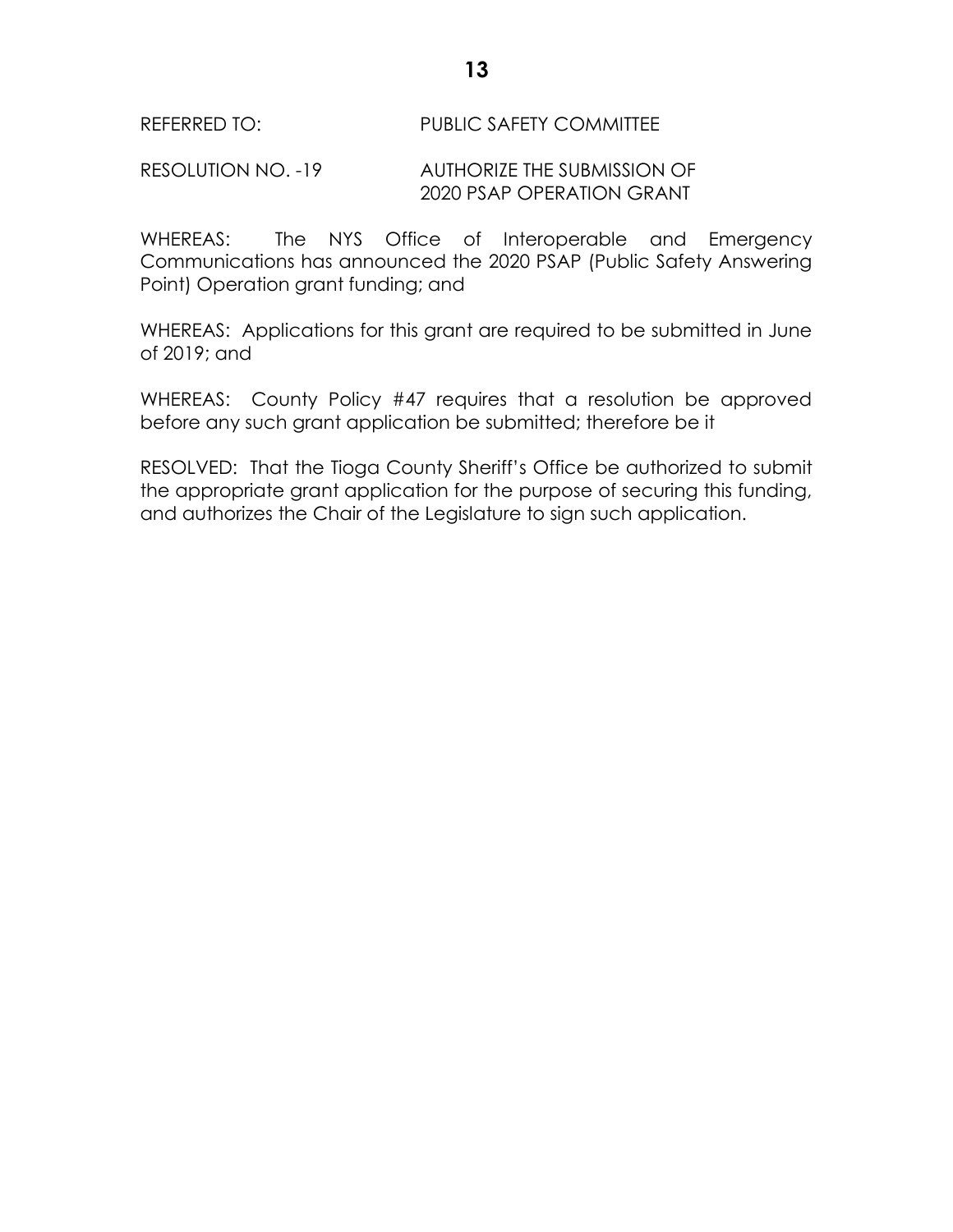REFERRED TO: PUBLIC SAFETY COMMITTEE

RESOLUTION NO. -19 AUTHORIZE THE SUBMISSION OF 2020 PSAP OPERATION GRANT

WHEREAS: The NYS Office of Interoperable and Emergency Communications has announced the 2020 PSAP (Public Safety Answering Point) Operation grant funding; and

WHEREAS: Applications for this grant are required to be submitted in June of 2019; and

WHEREAS: County Policy #47 requires that a resolution be approved before any such grant application be submitted; therefore be it

RESOLVED: That the Tioga County Sheriff's Office be authorized to submit the appropriate grant application for the purpose of securing this funding, and authorizes the Chair of the Legislature to sign such application.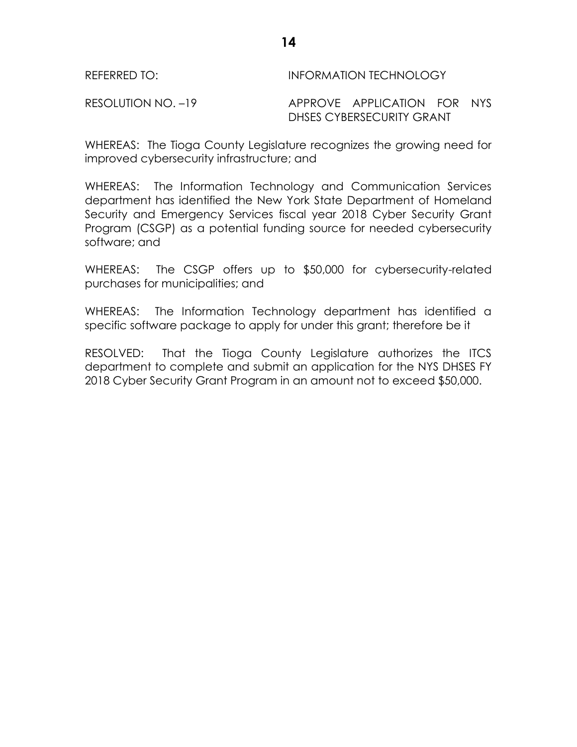REFERRED TO: INFORMATION TECHNOLOGY

RESOLUTION NO. –19 APPROVE APPLICATION FOR NYS DHSES CYBERSECURITY GRANT

WHEREAS: The Tioga County Legislature recognizes the growing need for improved cybersecurity infrastructure; and

WHEREAS: The Information Technology and Communication Services department has identified the New York State Department of Homeland Security and Emergency Services fiscal year 2018 Cyber Security Grant Program (CSGP) as a potential funding source for needed cybersecurity software; and

WHEREAS: The CSGP offers up to $50,000 for cybersecurity-related purchases for municipalities; and

WHEREAS: The Information Technology department has identified a specific software package to apply for under this grant; therefore be it

RESOLVED: That the Tioga County Legislature authorizes the ITCS department to complete and submit an application for the NYS DHSES FY 2018 Cyber Security Grant Program in an amount not to exceed $50,000.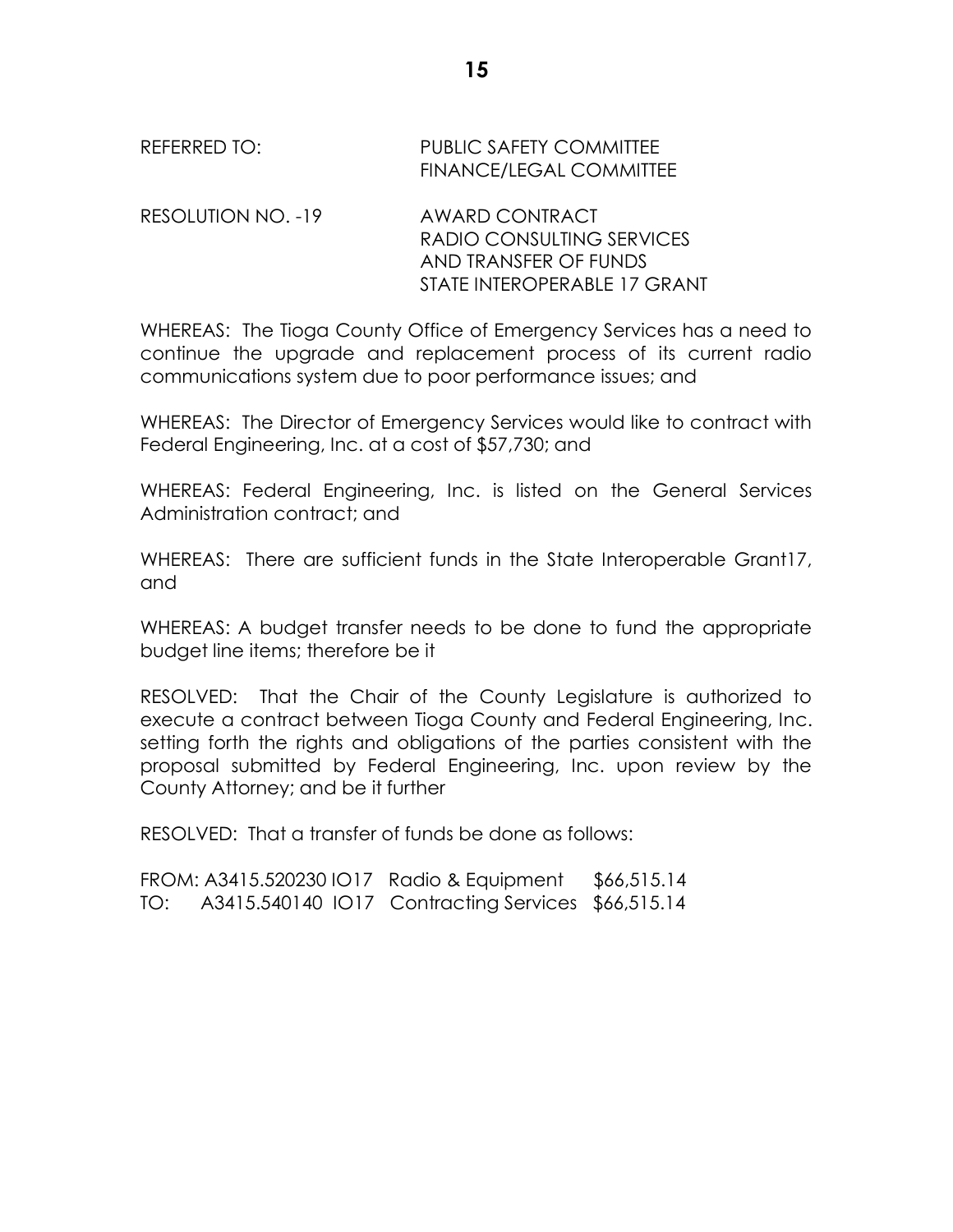REFERRED TO: PUBLIC SAFETY COMMITTEE
FINANCE/LEGAL COMMITTEE

RESOLUTION NO. -19 AWARD CONTRACT
RADIO CONSULTING SERVICES
AND TRANSFER OF FUNDS
STATE INTEROPERABLE 17 GRANT

WHEREAS: The Tioga County Office of Emergency Services has a need to continue the upgrade and replacement process of its current radio communications system due to poor performance issues; and

WHEREAS: The Director of Emergency Services would like to contract with Federal Engineering, Inc. at a cost of $57,730; and

WHEREAS: Federal Engineering, Inc. is listed on the General Services Administration contract; and

WHEREAS: There are sufficient funds in the State Interoperable Grant17, and

WHEREAS: A budget transfer needs to be done to fund the appropriate budget line items; therefore be it

RESOLVED: That the Chair of the County Legislature is authorized to execute a contract between Tioga County and Federal Engineering, Inc. setting forth the rights and obligations of the parties consistent with the proposal submitted by Federal Engineering, Inc. upon review by the County Attorney; and be it further

RESOLVED: That a transfer of funds be done as follows:

FROM: A3415.520230 IO17 Radio & Equipment $66,515.14
TO: A3415.540140 IO17 Contracting Services $66,515.14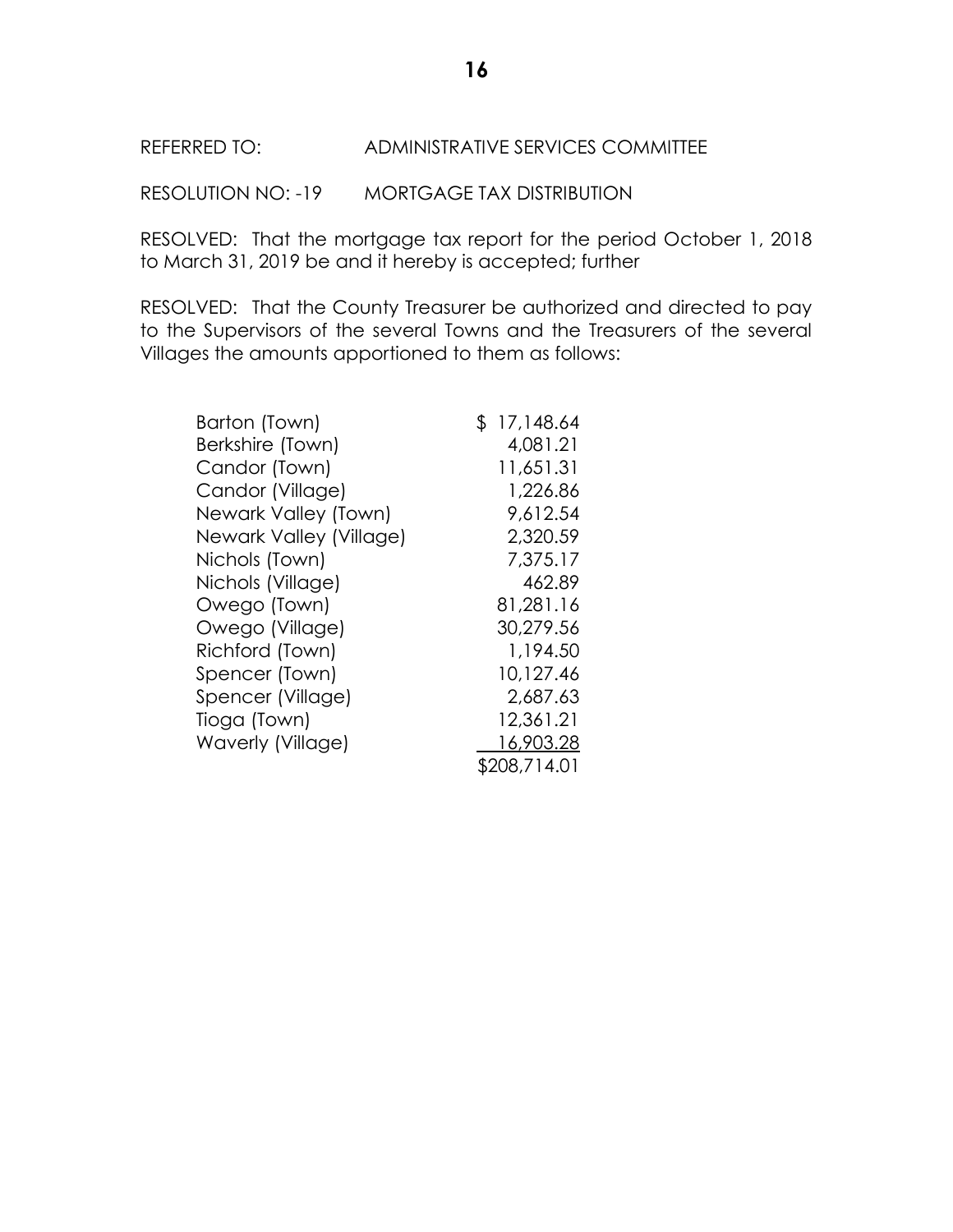REFERRED TO: ADMINISTRATIVE SERVICES COMMITTEE

RESOLUTION NO: -19 MORTGAGE TAX DISTRIBUTION

RESOLVED: That the mortgage tax report for the period October 1, 2018 to March 31, 2019 be and it hereby is accepted; further

RESOLVED: That the County Treasurer be authorized and directed to pay to the Supervisors of the several Towns and the Treasurers of the several Villages the amounts apportioned to them as follows:

| | |
|---|---|
| Barton (Town) | $ 17,148.64 |
| Berkshire (Town) | 4,081.21 |
| Candor (Town) | 11,651.31 |
| Candor (Village) | 1,226.86 |
| Newark Valley (Town) | 9,612.54 |
| Newark Valley (Village) | 2,320.59 |
| Nichols (Town) | 7,375.17 |
| Nichols (Village) | 462.89 |
| Owego (Town) | 81,281.16 |
| Owego (Village) | 30,279.56 |
| Richford (Town) | 1,194.50 |
| Spencer (Town) | 10,127.46 |
| Spencer (Village) | 2,687.63 |
| Tioga (Town) | 12,361.21 |
| Waverly (Village) | 16,903.28 |
| | $208,714.01 |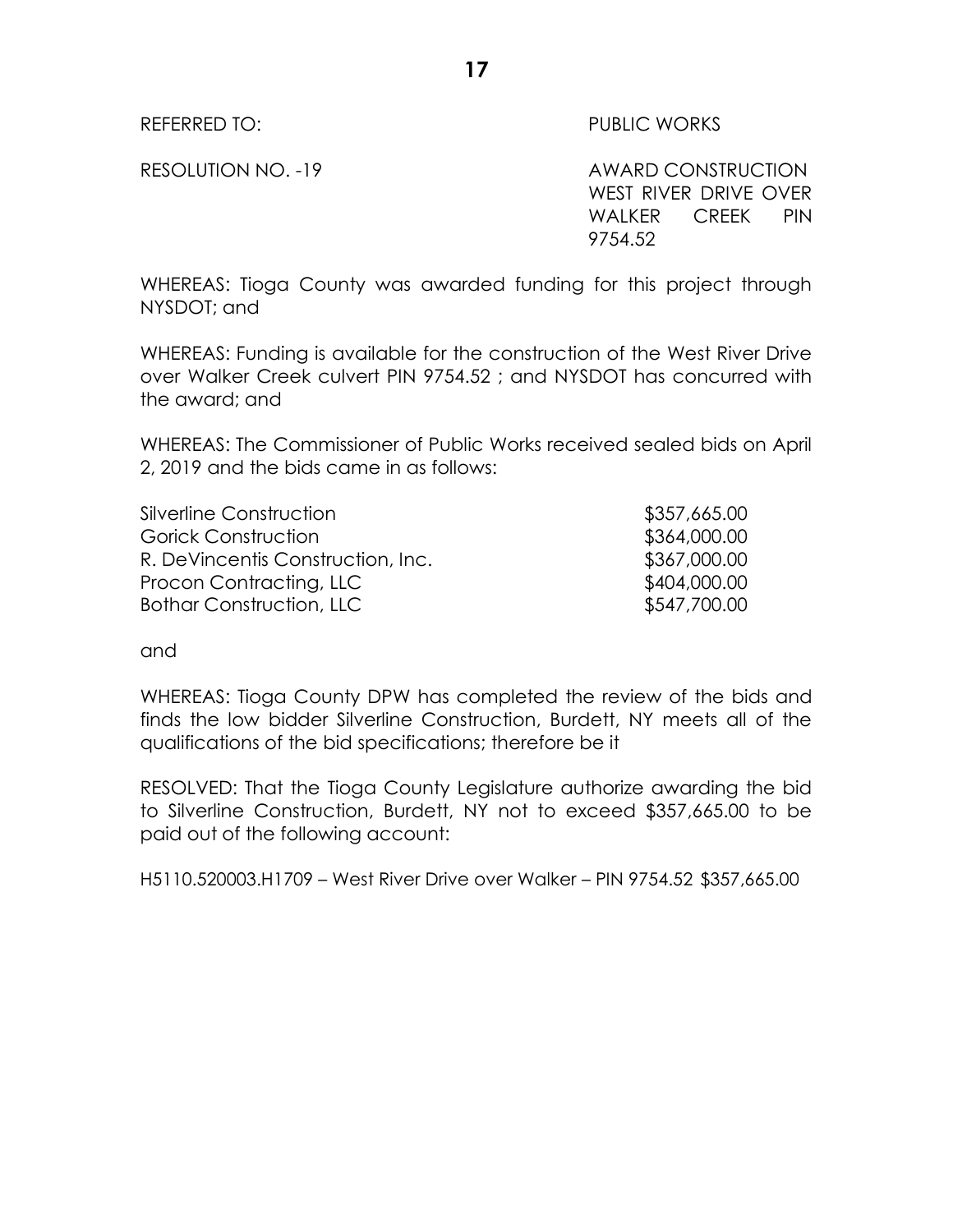REFERRED TO: PUBLIC WORKS

RESOLUTION NO. -19 AWARD CONSTRUCTION WEST RIVER DRIVE OVER WALKER CREEK PIN 9754.52

WHEREAS: Tioga County was awarded funding for this project through NYSDOT; and

WHEREAS: Funding is available for the construction of the West River Drive over Walker Creek culvert PIN 9754.52 ; and NYSDOT has concurred with the award; and

WHEREAS: The Commissioner of Public Works received sealed bids on April 2, 2019 and the bids came in as follows:

| | |
|---|---|
| Silverline Construction | \$357,665.00 |
| Gorick Construction | \$364,000.00 |
| R. DeVincentis Construction, Inc. | \$367,000.00 |
| Procon Contracting, LLC | \$404,000.00 |
| Bothar Construction, LLC | \$547,700.00 |

and

WHEREAS: Tioga County DPW has completed the review of the bids and finds the low bidder Silverline Construction, Burdett, NY meets all of the qualifications of the bid specifications; therefore be it

RESOLVED: That the Tioga County Legislature authorize awarding the bid to Silverline Construction, Burdett, NY not to exceed \$357,665.00 to be paid out of the following account:

H5110.520003.H1709 – West River Drive over Walker – PIN 9754.52 \$357,665.00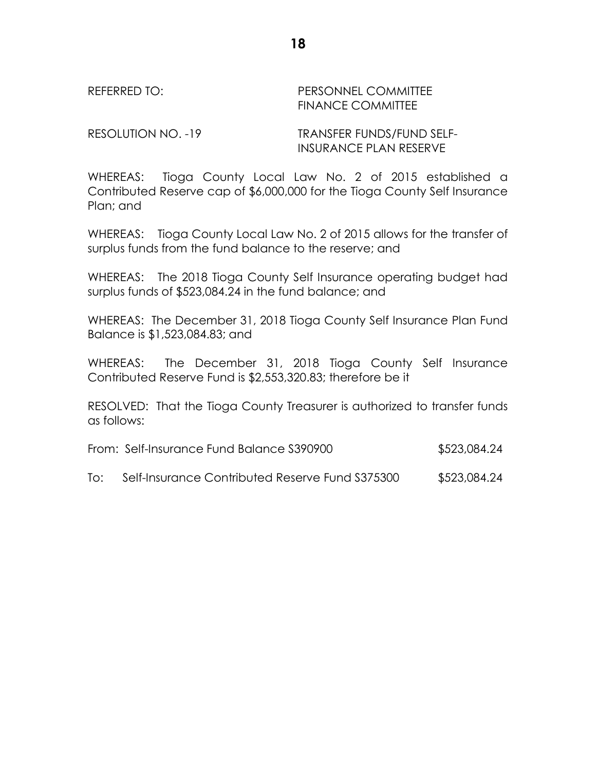REFERRED TO: PERSONNEL COMMITTEE
FINANCE COMMITTEE

RESOLUTION NO. -19 TRANSFER FUNDS/FUND SELF-INSURANCE PLAN RESERVE

WHEREAS: Tioga County Local Law No. 2 of 2015 established a Contributed Reserve cap of $6,000,000 for the Tioga County Self Insurance Plan; and

WHEREAS: Tioga County Local Law No. 2 of 2015 allows for the transfer of surplus funds from the fund balance to the reserve; and

WHEREAS: The 2018 Tioga County Self Insurance operating budget had surplus funds of $523,084.24 in the fund balance; and

WHEREAS: The December 31, 2018 Tioga County Self Insurance Plan Fund Balance is $1,523,084.83; and

WHEREAS: The December 31, 2018 Tioga County Self Insurance Contributed Reserve Fund is $2,553,320.83; therefore be it

RESOLVED: That the Tioga County Treasurer is authorized to transfer funds as follows:

| | | |
|---|---|---|
| From: | Self-Insurance Fund Balance S390900 | $523,084.24 |
| To: | Self-Insurance Contributed Reserve Fund S375300 | $523,084.24 |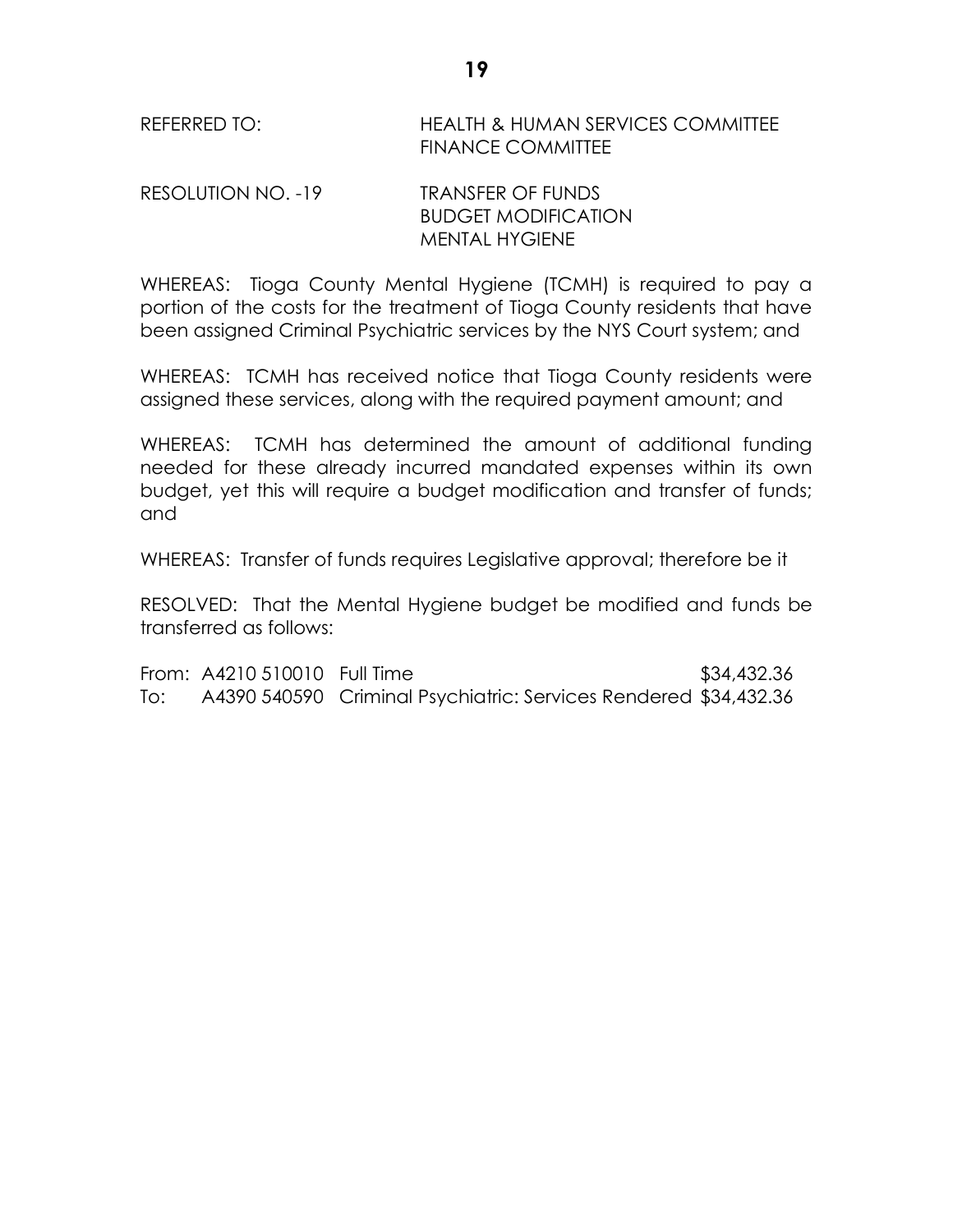REFERRED TO: HEALTH & HUMAN SERVICES COMMITTEE
FINANCE COMMITTEE

RESOLUTION NO. -19 TRANSFER OF FUNDS
BUDGET MODIFICATION
MENTAL HYGIENE

WHEREAS: Tioga County Mental Hygiene (TCMH) is required to pay a portion of the costs for the treatment of Tioga County residents that have been assigned Criminal Psychiatric services by the NYS Court system; and

WHEREAS: TCMH has received notice that Tioga County residents were assigned these services, along with the required payment amount; and

WHEREAS: TCMH has determined the amount of additional funding needed for these already incurred mandated expenses within its own budget, yet this will require a budget modification and transfer of funds; and

WHEREAS: Transfer of funds requires Legislative approval; therefore be it

RESOLVED: That the Mental Hygiene budget be modified and funds be transferred as follows:

| | | | |
|---|---|---|---|
| From: | A4210 510010 | Full Time | $34,432.36 |
| To: | A4390 540590 | Criminal Psychiatric: Services Rendered | $34,432.36 |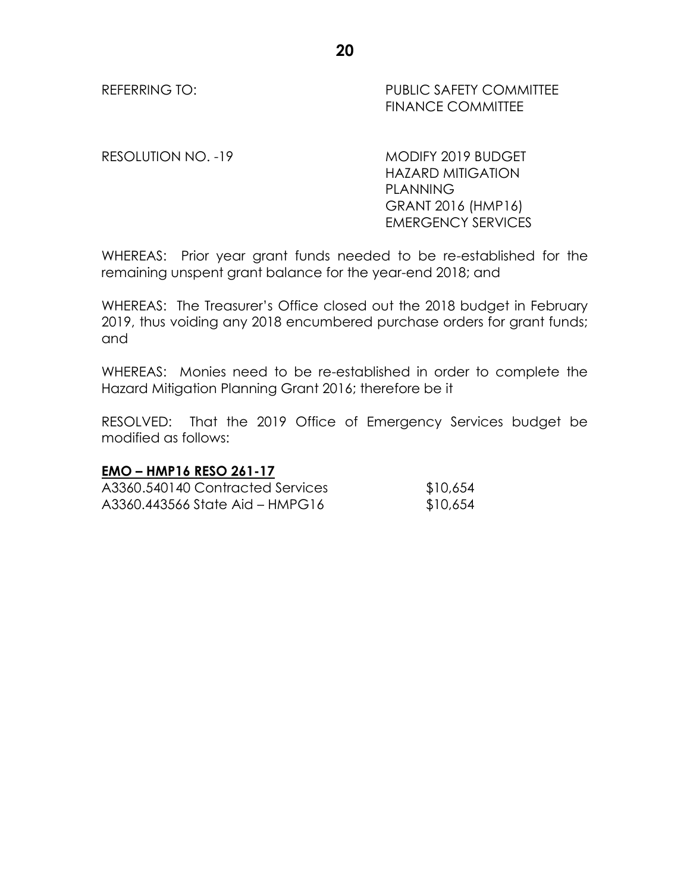REFERRING TO: PUBLIC SAFETY COMMITTEE
FINANCE COMMITTEE

RESOLUTION NO. -19 MODIFY 2019 BUDGET
HAZARD MITIGATION
PLANNING
GRANT 2016 (HMP16)
EMERGENCY SERVICES

WHEREAS: Prior year grant funds needed to be re-established for the remaining unspent grant balance for the year-end 2018; and

WHEREAS: The Treasurer's Office closed out the 2018 budget in February 2019, thus voiding any 2018 encumbered purchase orders for grant funds; and

WHEREAS: Monies need to be re-established in order to complete the Hazard Mitigation Planning Grant 2016; therefore be it

RESOLVED: That the 2019 Office of Emergency Services budget be modified as follows:

**EMO – HMP16 RESO 261-17**

| | |
|---|---|
| A3360.540140 Contracted Services | $10,654 |
| A3360.443566 State Aid – HMPG16 | $10,654 |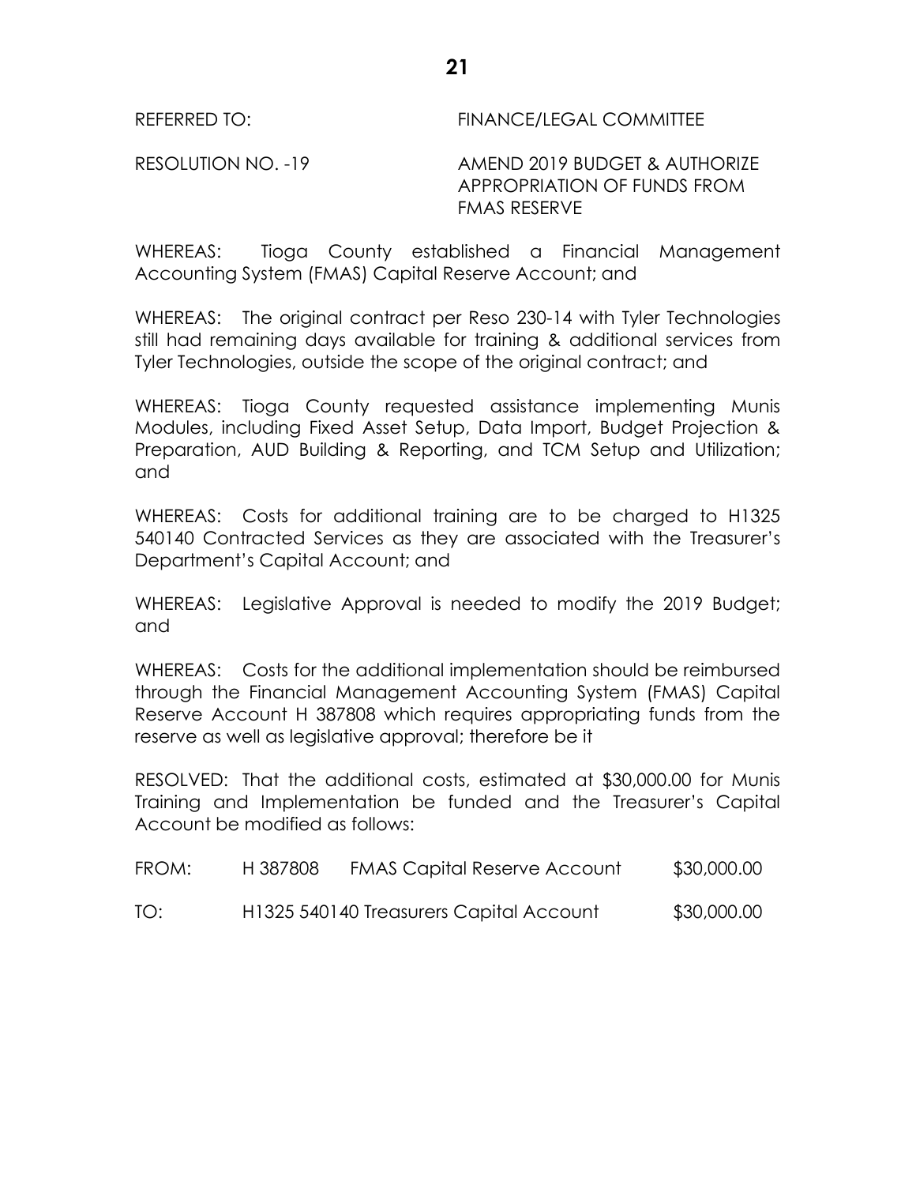REFERRED TO: FINANCE/LEGAL COMMITTEE

RESOLUTION NO. -19 AMEND 2019 BUDGET & AUTHORIZE APPROPRIATION OF FUNDS FROM FMAS RESERVE

WHEREAS: Tioga County established a Financial Management Accounting System (FMAS) Capital Reserve Account; and

WHEREAS: The original contract per Reso 230-14 with Tyler Technologies still had remaining days available for training & additional services from Tyler Technologies, outside the scope of the original contract; and

WHEREAS: Tioga County requested assistance implementing Munis Modules, including Fixed Asset Setup, Data Import, Budget Projection & Preparation, AUD Building & Reporting, and TCM Setup and Utilization; and

WHEREAS: Costs for additional training are to be charged to H1325 540140 Contracted Services as they are associated with the Treasurer's Department's Capital Account; and

WHEREAS: Legislative Approval is needed to modify the 2019 Budget; and

WHEREAS: Costs for the additional implementation should be reimbursed through the Financial Management Accounting System (FMAS) Capital Reserve Account H 387808 which requires appropriating funds from the reserve as well as legislative approval; therefore be it

RESOLVED: That the additional costs, estimated at $30,000.00 for Munis Training and Implementation be funded and the Treasurer's Capital Account be modified as follows:

| | | | |
|---|---|---|---|
| FROM: | H 387808 | FMAS Capital Reserve Account | $30,000.00 |
| TO: | H1325 540140 Treasurers Capital Account | | $30,000.00 |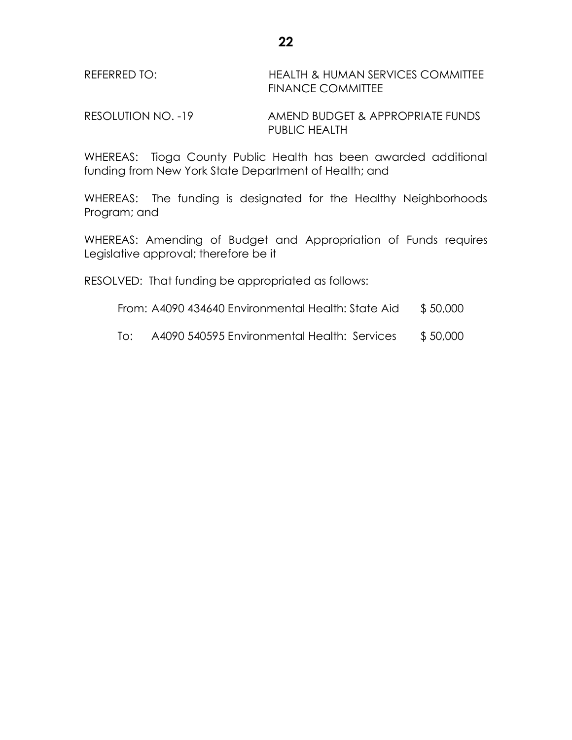REFERRED TO: HEALTH & HUMAN SERVICES COMMITTEE
FINANCE COMMITTEE

RESOLUTION NO. -19 AMEND BUDGET & APPROPRIATE FUNDS
PUBLIC HEALTH

WHEREAS: Tioga County Public Health has been awarded additional funding from New York State Department of Health; and

WHEREAS: The funding is designated for the Healthy Neighborhoods Program; and

WHEREAS: Amending of Budget and Appropriation of Funds requires Legislative approval; therefore be it

RESOLVED: That funding be appropriated as follows:

| | | |
|---|---|---|
| From: | A4090 434640 Environmental Health: State Aid | $ 50,000 |
| To: | A4090 540595 Environmental Health: Services | $ 50,000 |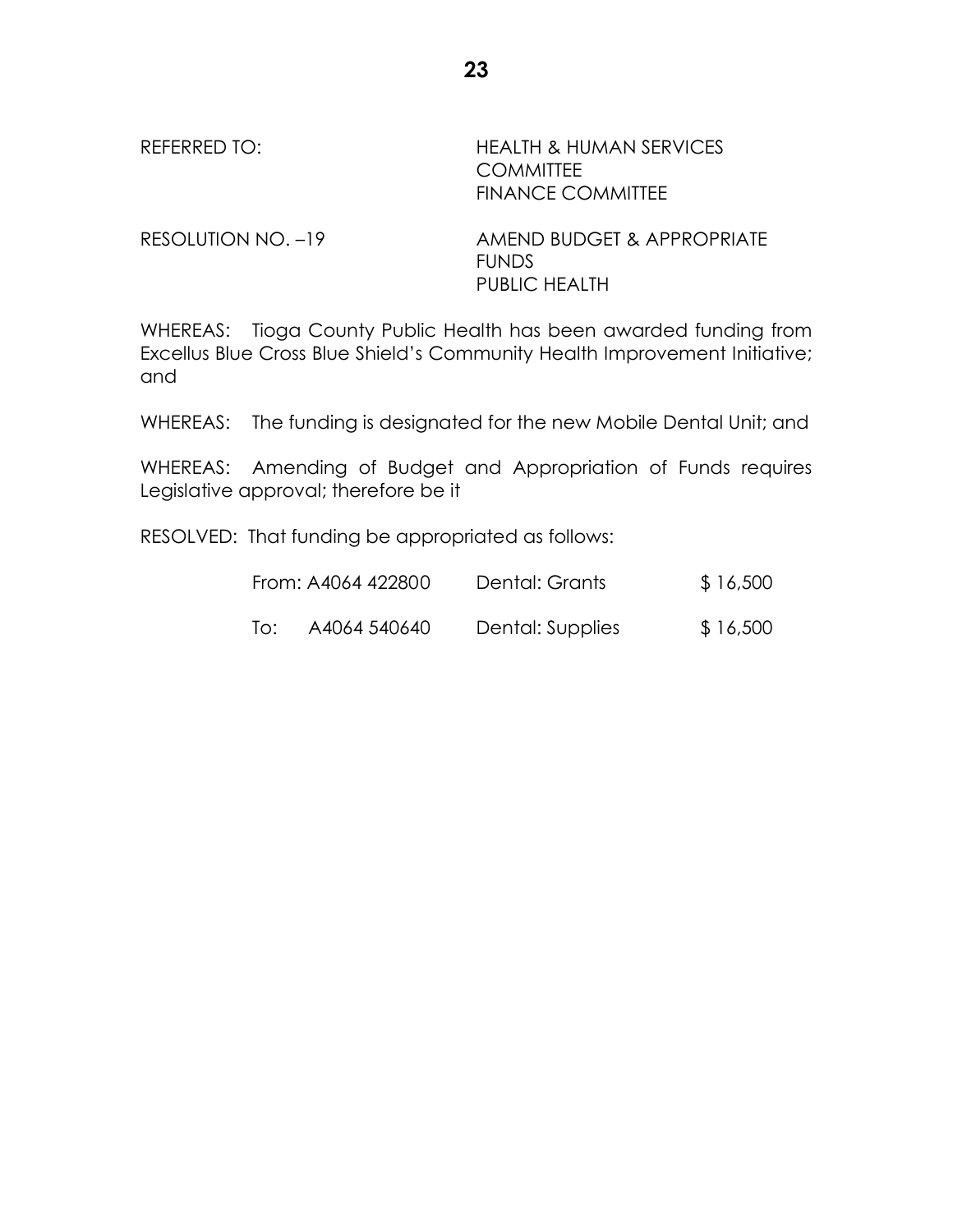REFERRED TO: HEALTH & HUMAN SERVICES COMMITTEE
FINANCE COMMITTEE

RESOLUTION NO. –19 AMEND BUDGET & APPROPRIATE FUNDS
PUBLIC HEALTH

WHEREAS: Tioga County Public Health has been awarded funding from Excellus Blue Cross Blue Shield's Community Health Improvement Initiative; and

WHEREAS: The funding is designated for the new Mobile Dental Unit; and

WHEREAS: Amending of Budget and Appropriation of Funds requires Legislative approval; therefore be it

RESOLVED: That funding be appropriated as follows:

| | | | |
|---|---|---|---|
| From: | A4064 422800 | Dental: Grants | $ 16,500 |
| To: | A4064 540640 | Dental: Supplies | $ 16,500 |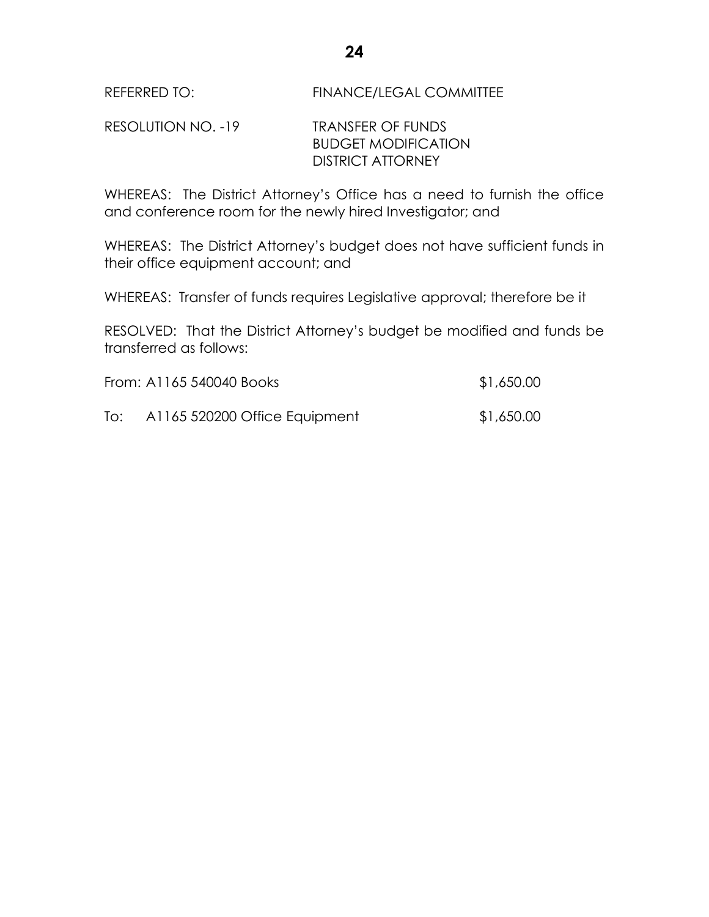REFERRED TO: FINANCE/LEGAL COMMITTEE

RESOLUTION NO. -19 TRANSFER OF FUNDS
BUDGET MODIFICATION
DISTRICT ATTORNEY

WHEREAS: The District Attorney's Office has a need to furnish the office and conference room for the newly hired Investigator; and

WHEREAS: The District Attorney's budget does not have sufficient funds in their office equipment account; and

WHEREAS: Transfer of funds requires Legislative approval; therefore be it

RESOLVED: That the District Attorney's budget be modified and funds be transferred as follows:

| | | |
|---|---|---|
| From: | A1165 540040 Books | $1,650.00 |
| To: | A1165 520200 Office Equipment | $1,650.00 |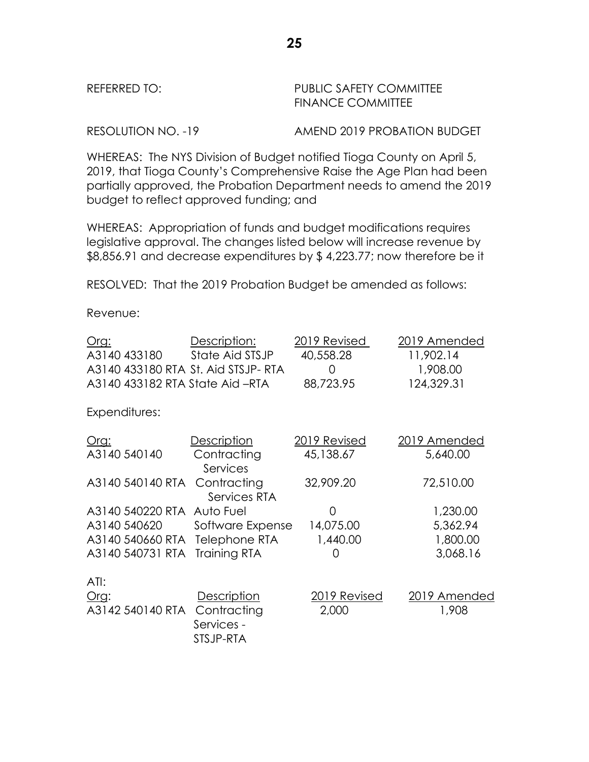REFERRED TO: PUBLIC SAFETY COMMITTEE
FINANCE COMMITTEE

RESOLUTION NO. -19 AMEND 2019 PROBATION BUDGET

WHEREAS: The NYS Division of Budget notified Tioga County on April 5, 2019, that Tioga County's Comprehensive Raise the Age Plan had been partially approved, the Probation Department needs to amend the 2019 budget to reflect approved funding; and

WHEREAS: Appropriation of funds and budget modifications requires legislative approval. The changes listed below will increase revenue by $8,856.91 and decrease expenditures by $ 4,223.77; now therefore be it

RESOLVED: That the 2019 Probation Budget be amended as follows:

Revenue:

| Org: | Description: | 2019 Revised | 2019 Amended |
|---|---|---|---|
| A3140 433180 | State Aid STSJP | 40,558.28 | 11,902.14 |
| A3140 433180 RTA | St. Aid STSJP- RTA | 0 | 1,908.00 |
| A3140 433182 RTA | State Aid –RTA | 88,723.95 | 124,329.31 |

Expenditures:

| Org: | Description | 2019 Revised | 2019 Amended |
|---|---|---|---|
| A3140 540140 | Contracting Services | 45,138.67 | 5,640.00 |
| A3140 540140 RTA | Contracting Services RTA | 32,909.20 | 72,510.00 |
| A3140 540220 RTA | Auto Fuel | 0 | 1,230.00 |
| A3140 540620 | Software Expense | 14,075.00 | 5,362.94 |
| A3140 540660 RTA | Telephone RTA | 1,440.00 | 1,800.00 |
| A3140 540731 RTA | Training RTA | 0 | 3,068.16 |

ATI:

| Org: | Description | 2019 Revised | 2019 Amended |
|---|---|---|---|
| A3142 540140 RTA | Contracting Services - STSJP-RTA | 2,000 | 1,908 |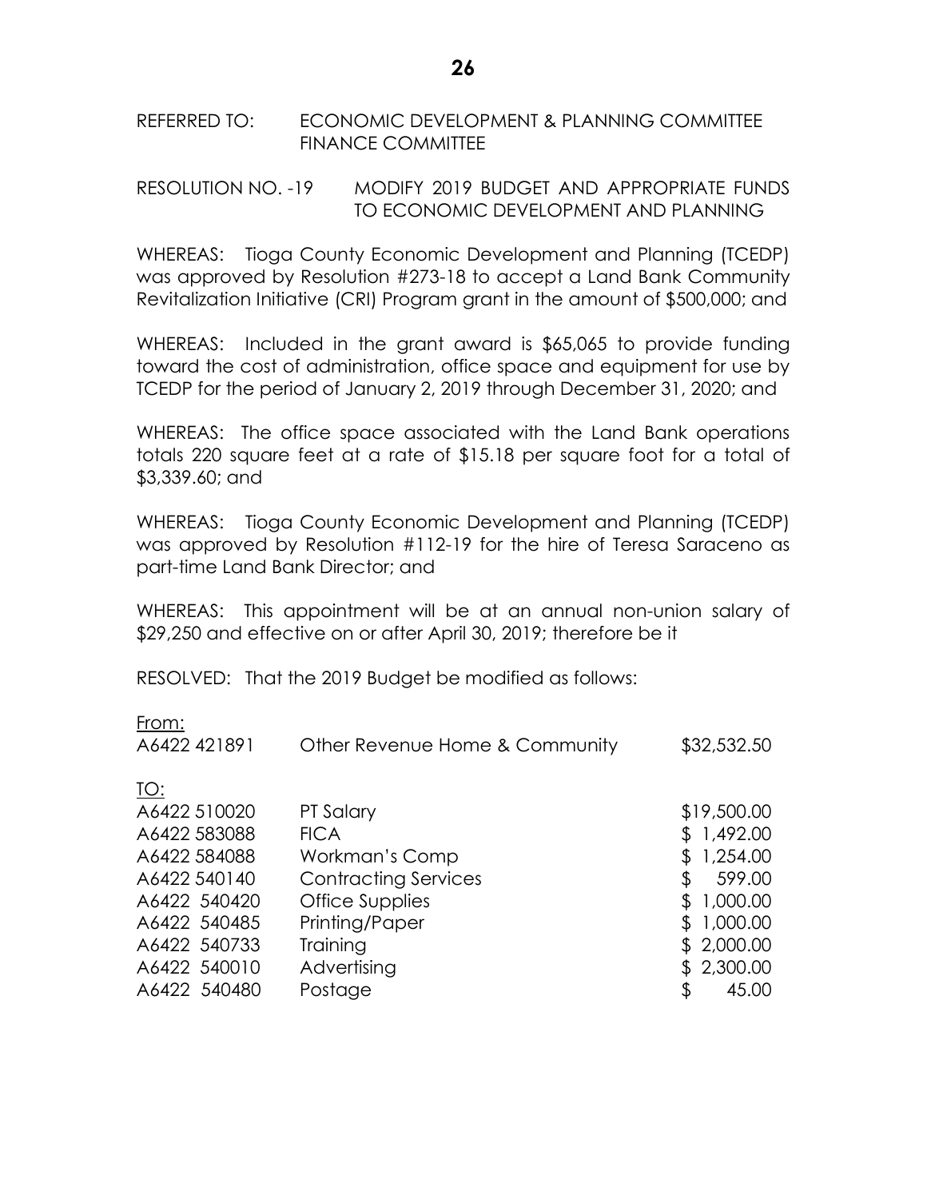REFERRED TO: ECONOMIC DEVELOPMENT & PLANNING COMMITTEE
FINANCE COMMITTEE

RESOLUTION NO. -19 MODIFY 2019 BUDGET AND APPROPRIATE FUNDS TO ECONOMIC DEVELOPMENT AND PLANNING

WHEREAS: Tioga County Economic Development and Planning (TCEDP) was approved by Resolution #273-18 to accept a Land Bank Community Revitalization Initiative (CRI) Program grant in the amount of $500,000; and

WHEREAS: Included in the grant award is $65,065 to provide funding toward the cost of administration, office space and equipment for use by TCEDP for the period of January 2, 2019 through December 31, 2020; and

WHEREAS: The office space associated with the Land Bank operations totals 220 square feet at a rate of $15.18 per square foot for a total of $3,339.60; and

WHEREAS: Tioga County Economic Development and Planning (TCEDP) was approved by Resolution #112-19 for the hire of Teresa Saraceno as part-time Land Bank Director; and

WHEREAS: This appointment will be at an annual non-union salary of $29,250 and effective on or after April 30, 2019; therefore be it

RESOLVED: That the 2019 Budget be modified as follows:

From:

| | | |
|---|---|---|
| A6422 421891 | Other Revenue Home & Community | $32,532.50 |

TO:

| | | |
|---|---|---|
| A6422 510020 | PT Salary | $19,500.00 |
| A6422 583088 | FICA | $ 1,492.00 |
| A6422 584088 | Workman's Comp | $ 1,254.00 |
| A6422 540140 | Contracting Services | $ 599.00 |
| A6422 540420 | Office Supplies | $ 1,000.00 |
| A6422 540485 | Printing/Paper | $ 1,000.00 |
| A6422 540733 | Training | $ 2,000.00 |
| A6422 540010 | Advertising | $ 2,300.00 |
| A6422 540480 | Postage | $ 45.00 |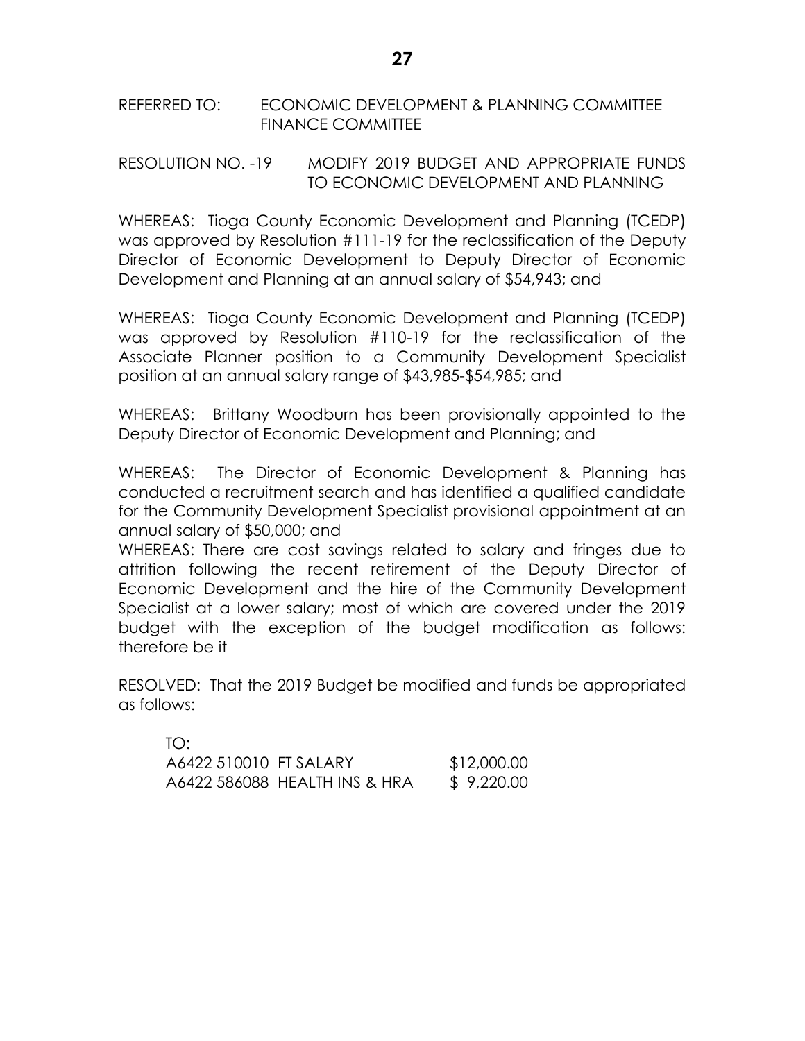REFERRED TO: ECONOMIC DEVELOPMENT & PLANNING COMMITTEE
FINANCE COMMITTEE

RESOLUTION NO. -19 MODIFY 2019 BUDGET AND APPROPRIATE FUNDS TO ECONOMIC DEVELOPMENT AND PLANNING

WHEREAS: Tioga County Economic Development and Planning (TCEDP) was approved by Resolution #111-19 for the reclassification of the Deputy Director of Economic Development to Deputy Director of Economic Development and Planning at an annual salary of $54,943; and

WHEREAS: Tioga County Economic Development and Planning (TCEDP) was approved by Resolution #110-19 for the reclassification of the Associate Planner position to a Community Development Specialist position at an annual salary range of $43,985-$54,985; and

WHEREAS: Brittany Woodburn has been provisionally appointed to the Deputy Director of Economic Development and Planning; and

WHEREAS: The Director of Economic Development & Planning has conducted a recruitment search and has identified a qualified candidate for the Community Development Specialist provisional appointment at an annual salary of $50,000; and

WHEREAS: There are cost savings related to salary and fringes due to attrition following the recent retirement of the Deputy Director of Economic Development and the hire of the Community Development Specialist at a lower salary; most of which are covered under the 2019 budget with the exception of the budget modification as follows: therefore be it

RESOLVED: That the 2019 Budget be modified and funds be appropriated as follows:

TO:

| | | |
|---|---|---|
| A6422 510010 | FT SALARY | $12,000.00 |
| A6422 586088 | HEALTH INS & HRA | $ 9,220.00 |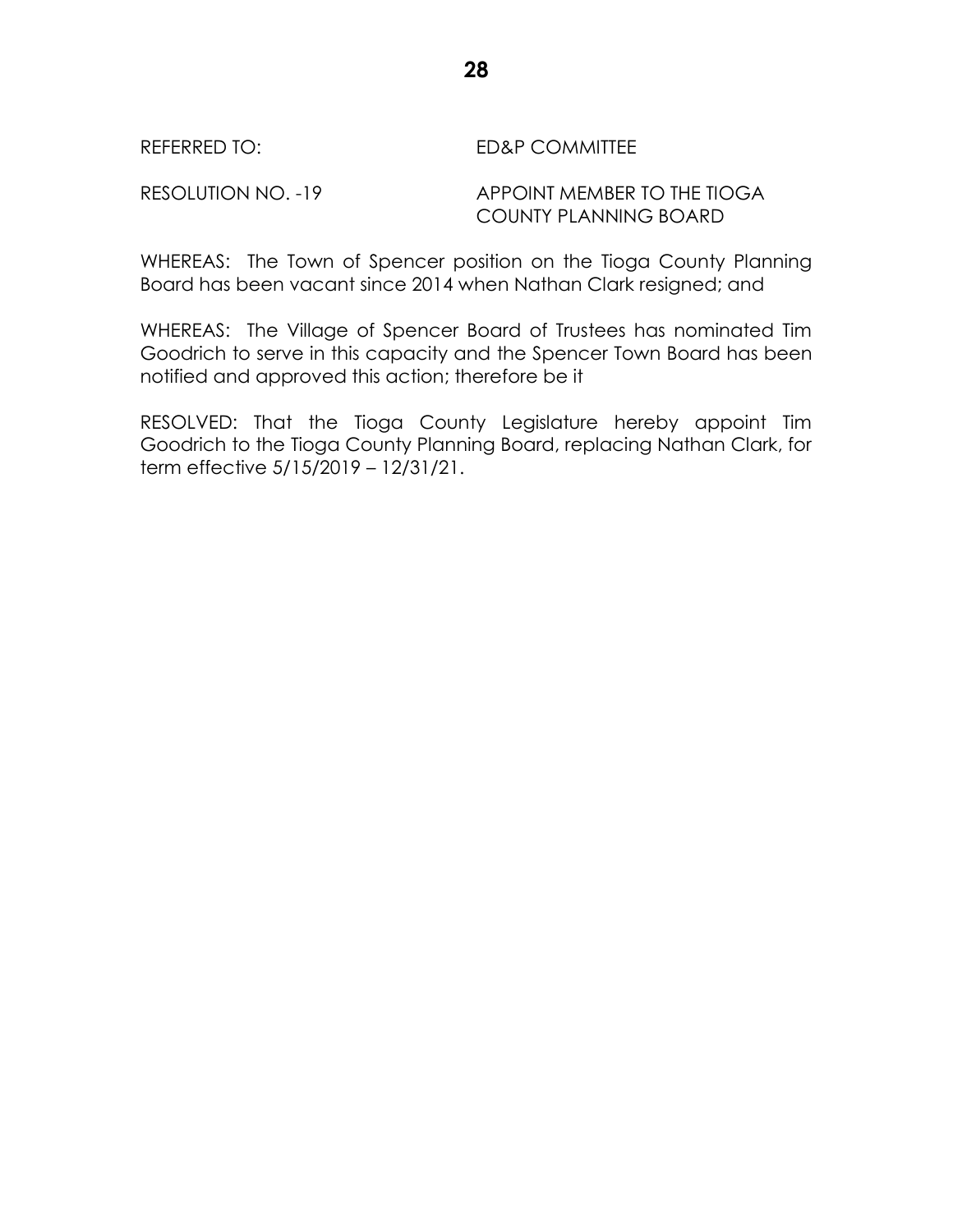REFERRED TO: ED&P COMMITTEE

RESOLUTION NO. -19 APPOINT MEMBER TO THE TIOGA COUNTY PLANNING BOARD

WHEREAS: The Town of Spencer position on the Tioga County Planning Board has been vacant since 2014 when Nathan Clark resigned; and

WHEREAS: The Village of Spencer Board of Trustees has nominated Tim Goodrich to serve in this capacity and the Spencer Town Board has been notified and approved this action; therefore be it

RESOLVED: That the Tioga County Legislature hereby appoint Tim Goodrich to the Tioga County Planning Board, replacing Nathan Clark, for term effective 5/15/2019 – 12/31/21.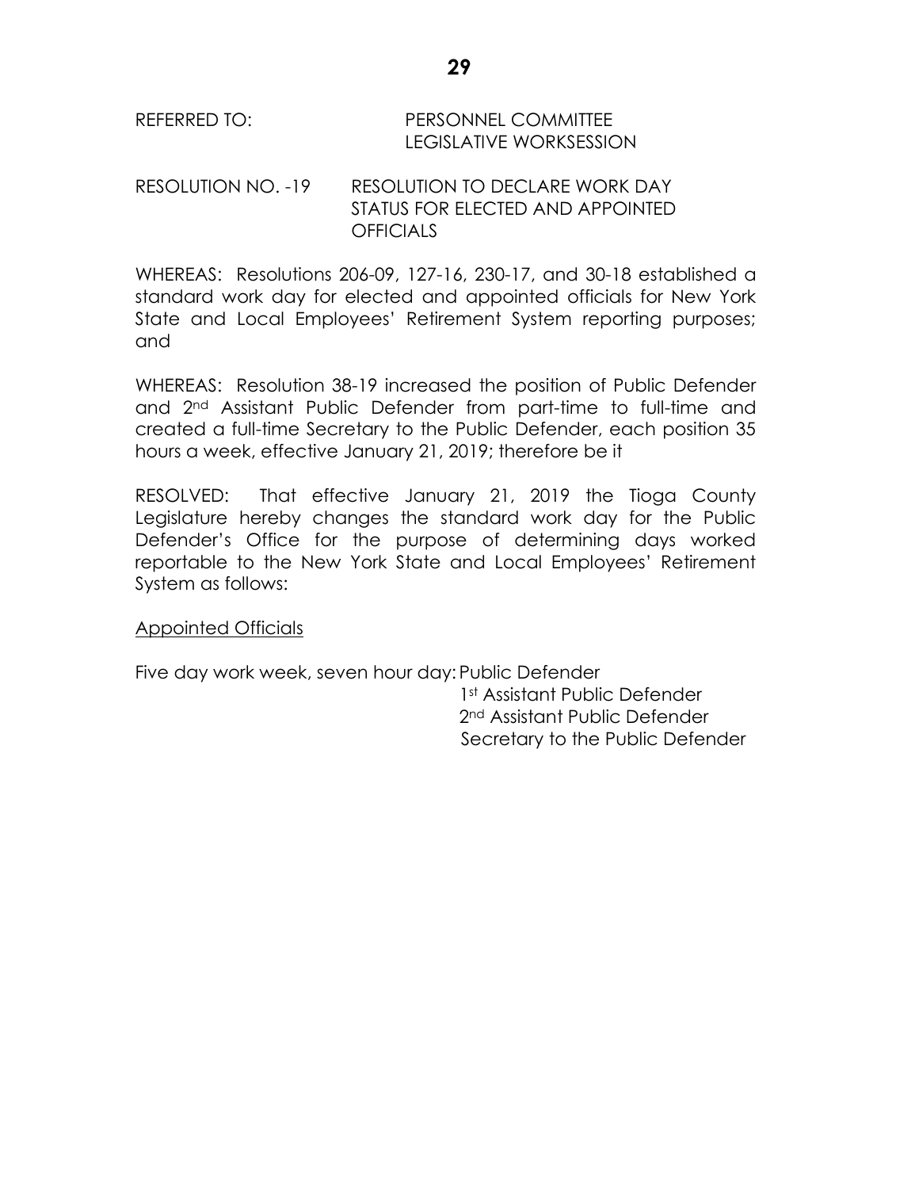REFERRED TO: PERSONNEL COMMITTEE
LEGISLATIVE WORKSESSION

RESOLUTION NO. -19 RESOLUTION TO DECLARE WORK DAY STATUS FOR ELECTED AND APPOINTED OFFICIALS

WHEREAS: Resolutions 206-09, 127-16, 230-17, and 30-18 established a standard work day for elected and appointed officials for New York State and Local Employees' Retirement System reporting purposes; and

WHEREAS: Resolution 38-19 increased the position of Public Defender and 2nd Assistant Public Defender from part-time to full-time and created a full-time Secretary to the Public Defender, each position 35 hours a week, effective January 21, 2019; therefore be it

RESOLVED: That effective January 21, 2019 the Tioga County Legislature hereby changes the standard work day for the Public Defender's Office for the purpose of determining days worked reportable to the New York State and Local Employees' Retirement System as follows:

<u>Appointed Officials</u>

Five day work week, seven hour day: Public Defender
1st Assistant Public Defender
2nd Assistant Public Defender
Secretary to the Public Defender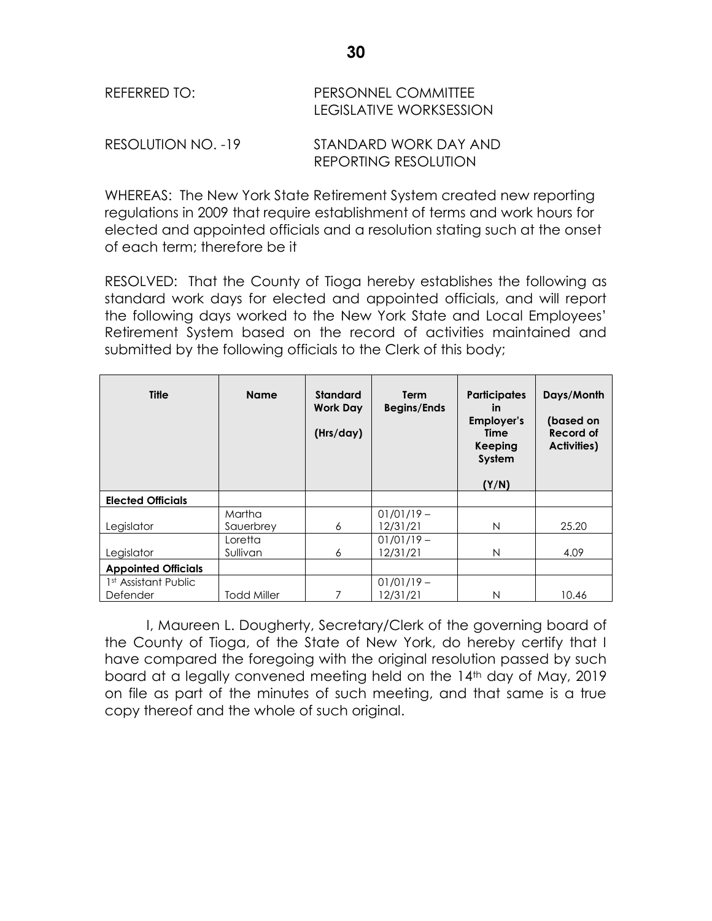REFERRED TO: PERSONNEL COMMITTEE
LEGISLATIVE WORKSESSION

RESOLUTION NO. -19 STANDARD WORK DAY AND
REPORTING RESOLUTION

WHEREAS: The New York State Retirement System created new reporting regulations in 2009 that require establishment of terms and work hours for elected and appointed officials and a resolution stating such at the onset of each term; therefore be it

RESOLVED: That the County of Tioga hereby establishes the following as standard work days for elected and appointed officials, and will report the following days worked to the New York State and Local Employees' Retirement System based on the record of activities maintained and submitted by the following officials to the Clerk of this body;

| Title | Name | Standard Work Day (Hrs/day) | Term Begins/Ends | Participates in Employer's Time Keeping System (Y/N) | Days/Month (based on Record of Activities) |
|---|---|---|---|---|---|
| **Elected Officials** | | | | | |
| Legislator | Martha Sauerbrey | 6 | 01/01/19 – 12/31/21 | N | 25.20 |
| Legislator | Loretta Sullivan | 6 | 01/01/19 – 12/31/21 | N | 4.09 |
| **Appointed Officials** | | | | | |
| 1st Assistant Public Defender | Todd Miller | 7 | 01/01/19 – 12/31/21 | N | 10.46 |

I, Maureen L. Dougherty, Secretary/Clerk of the governing board of the County of Tioga, of the State of New York, do hereby certify that I have compared the foregoing with the original resolution passed by such board at a legally convened meeting held on the 14th day of May, 2019 on file as part of the minutes of such meeting, and that same is a true copy thereof and the whole of such original.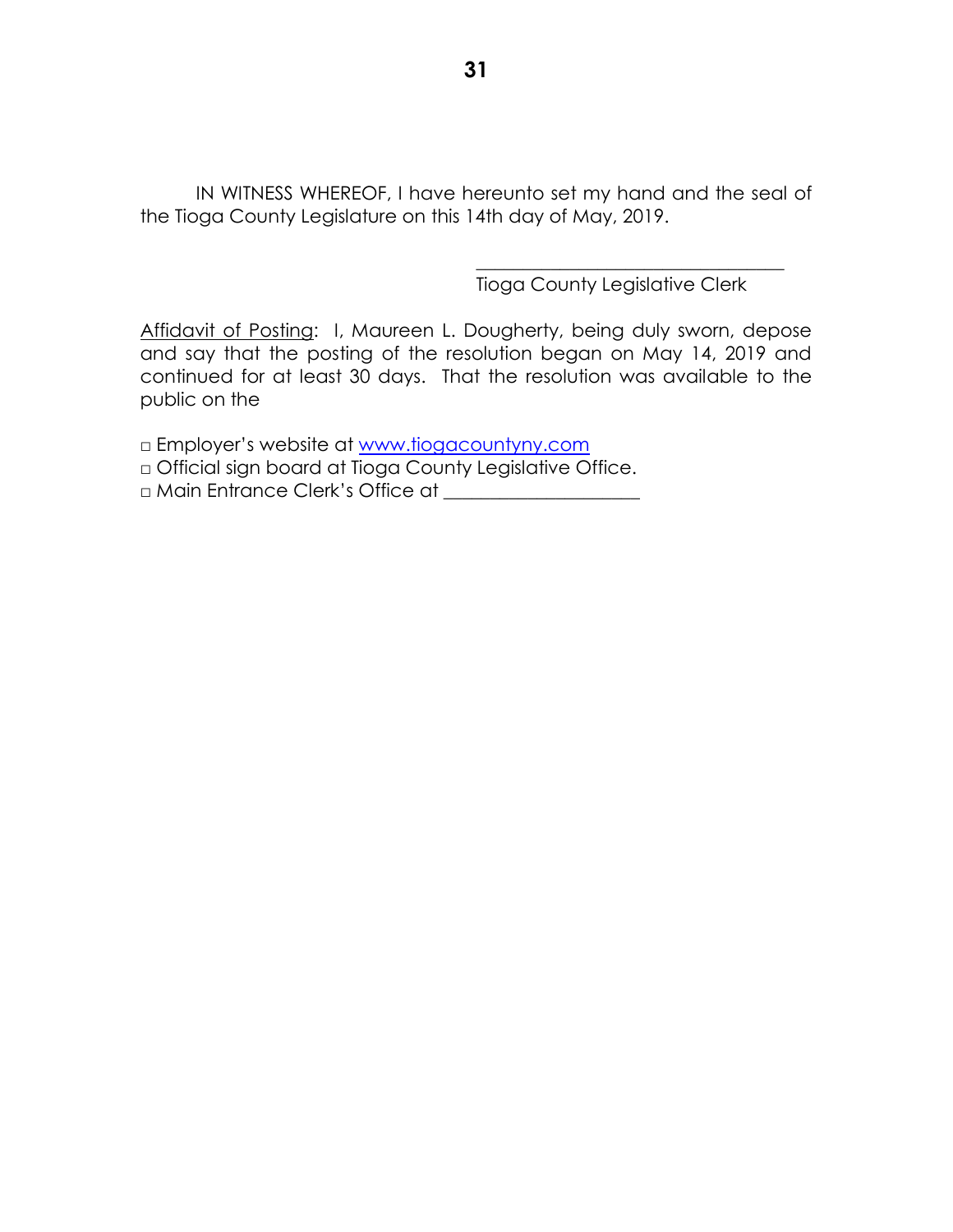IN WITNESS WHEREOF, I have hereunto set my hand and the seal of the Tioga County Legislature on this 14th day of May, 2019.

\_\_\_\_\_\_\_\_\_\_\_\_\_\_\_\_\_\_\_\_\_\_\_\_\_\_\_\_\_\_\_\_\_\_

Tioga County Legislative Clerk

Affidavit of Posting: I, Maureen L. Dougherty, being duly sworn, depose and say that the posting of the resolution began on May 14, 2019 and continued for at least 30 days. That the resolution was available to the public on the

□ Employer's website at www.tiogacountyny.com
□ Official sign board at Tioga County Legislative Office.
□ Main Entrance Clerk's Office at \_\_\_\_\_\_\_\_\_\_\_\_\_\_\_\_\_\_\_\_\_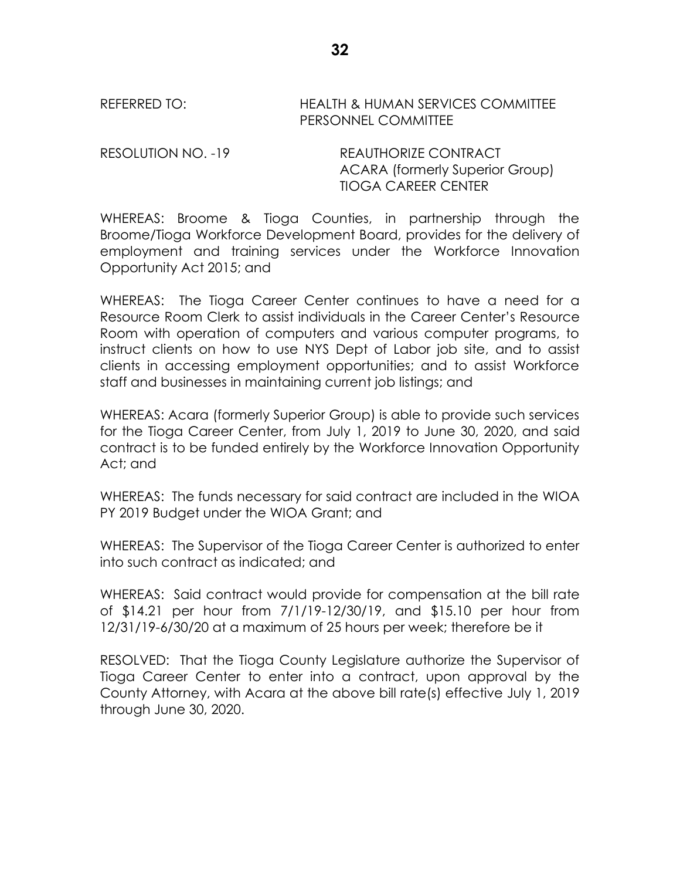REFERRED TO: HEALTH & HUMAN SERVICES COMMITTEE
PERSONNEL COMMITTEE

RESOLUTION NO. -19 REAUTHORIZE CONTRACT
ACARA (formerly Superior Group)
TIOGA CAREER CENTER

WHEREAS: Broome & Tioga Counties, in partnership through the Broome/Tioga Workforce Development Board, provides for the delivery of employment and training services under the Workforce Innovation Opportunity Act 2015; and

WHEREAS: The Tioga Career Center continues to have a need for a Resource Room Clerk to assist individuals in the Career Center's Resource Room with operation of computers and various computer programs, to instruct clients on how to use NYS Dept of Labor job site, and to assist clients in accessing employment opportunities; and to assist Workforce staff and businesses in maintaining current job listings; and

WHEREAS: Acara (formerly Superior Group) is able to provide such services for the Tioga Career Center, from July 1, 2019 to June 30, 2020, and said contract is to be funded entirely by the Workforce Innovation Opportunity Act; and

WHEREAS: The funds necessary for said contract are included in the WIOA PY 2019 Budget under the WIOA Grant; and

WHEREAS: The Supervisor of the Tioga Career Center is authorized to enter into such contract as indicated; and

WHEREAS: Said contract would provide for compensation at the bill rate of $14.21 per hour from 7/1/19-12/30/19, and $15.10 per hour from 12/31/19-6/30/20 at a maximum of 25 hours per week; therefore be it

RESOLVED: That the Tioga County Legislature authorize the Supervisor of Tioga Career Center to enter into a contract, upon approval by the County Attorney, with Acara at the above bill rate(s) effective July 1, 2019 through June 30, 2020.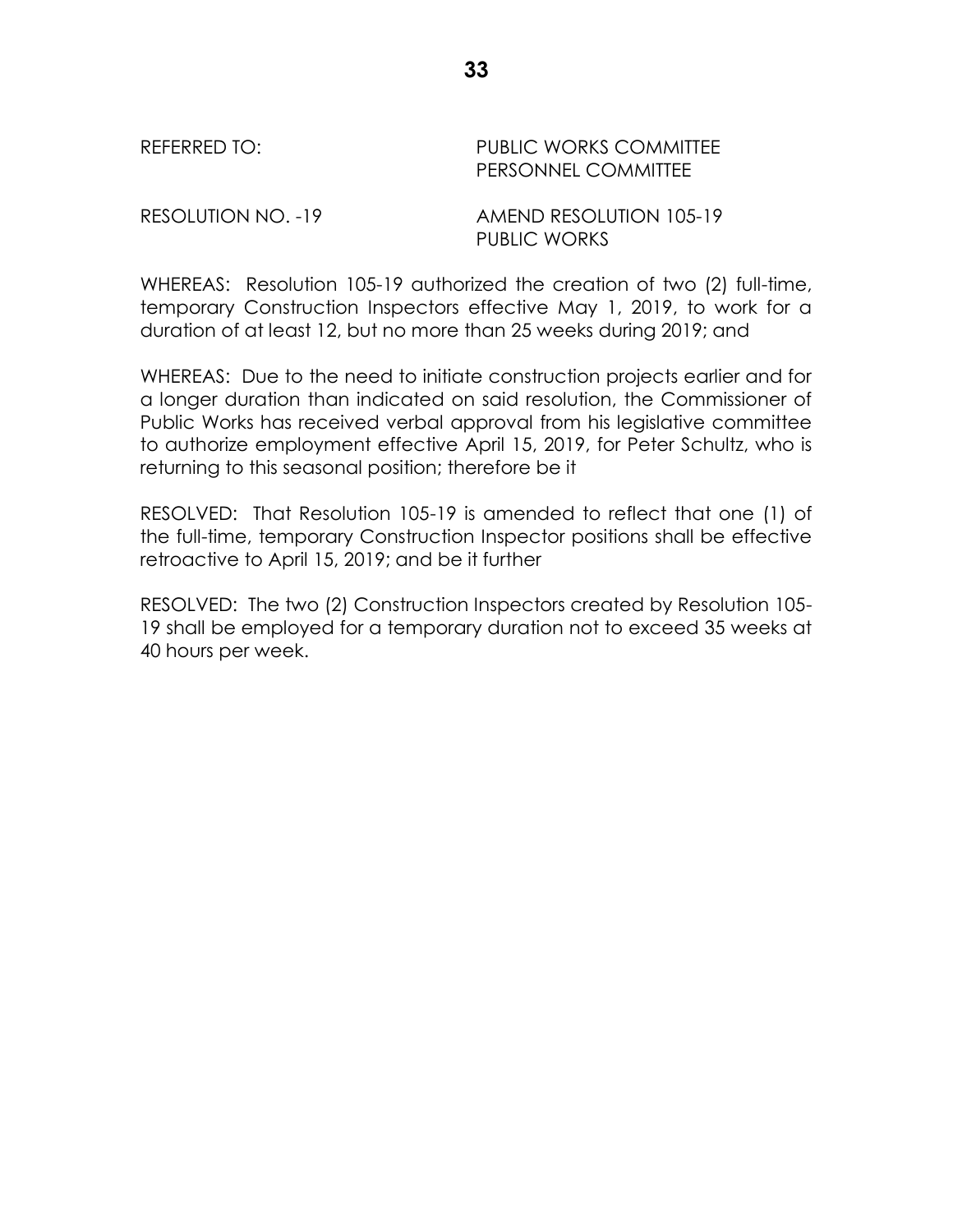REFERRED TO: PUBLIC WORKS COMMITTEE
PERSONNEL COMMITTEE

RESOLUTION NO. -19 AMEND RESOLUTION 105-19
PUBLIC WORKS

WHEREAS: Resolution 105-19 authorized the creation of two (2) full-time, temporary Construction Inspectors effective May 1, 2019, to work for a duration of at least 12, but no more than 25 weeks during 2019; and

WHEREAS: Due to the need to initiate construction projects earlier and for a longer duration than indicated on said resolution, the Commissioner of Public Works has received verbal approval from his legislative committee to authorize employment effective April 15, 2019, for Peter Schultz, who is returning to this seasonal position; therefore be it

RESOLVED: That Resolution 105-19 is amended to reflect that one (1) of the full-time, temporary Construction Inspector positions shall be effective retroactive to April 15, 2019; and be it further

RESOLVED: The two (2) Construction Inspectors created by Resolution 105-19 shall be employed for a temporary duration not to exceed 35 weeks at 40 hours per week.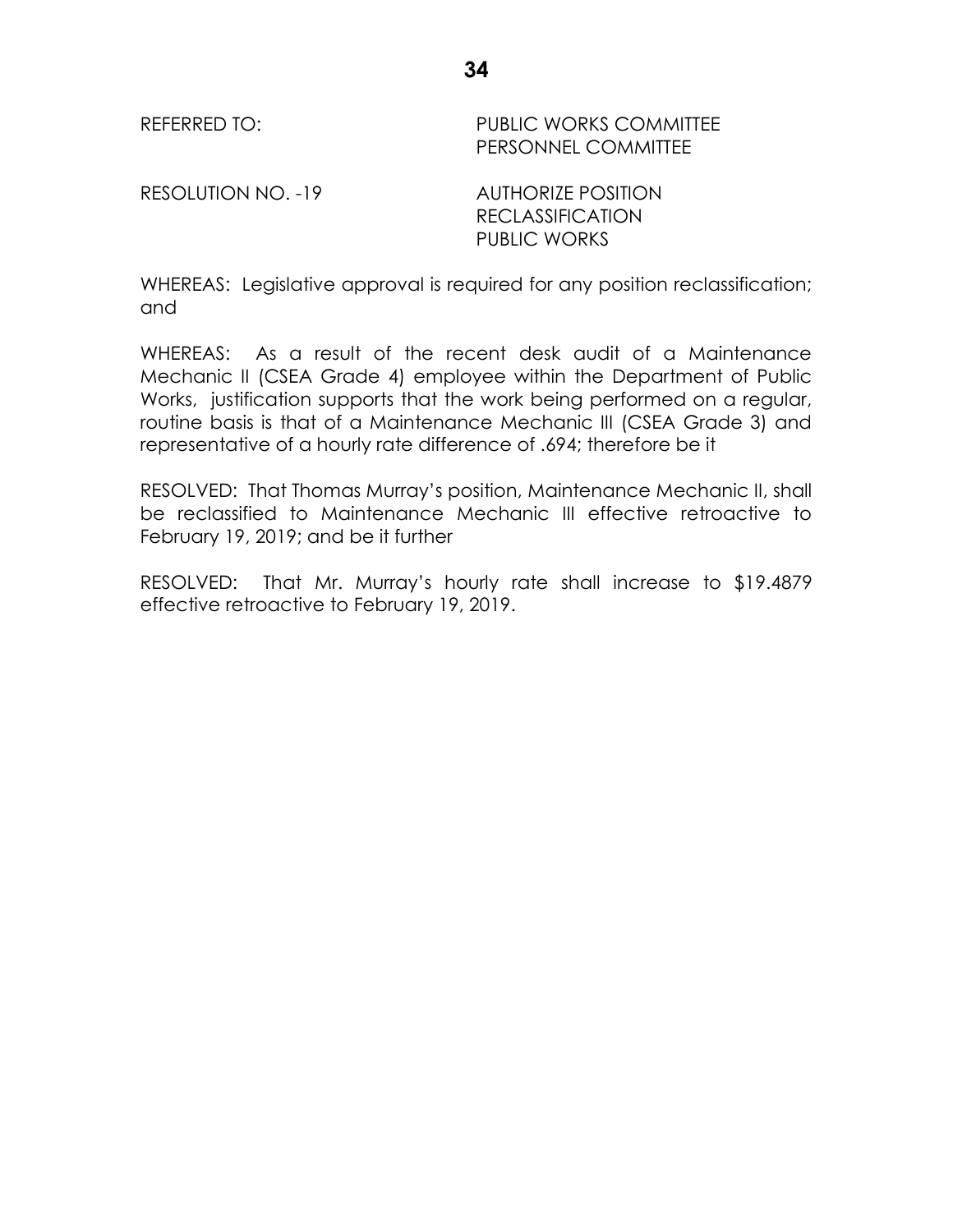REFERRED TO: PUBLIC WORKS COMMITTEE
PERSONNEL COMMITTEE

RESOLUTION NO. -19 AUTHORIZE POSITION RECLASSIFICATION PUBLIC WORKS

WHEREAS: Legislative approval is required for any position reclassification; and

WHEREAS: As a result of the recent desk audit of a Maintenance Mechanic II (CSEA Grade 4) employee within the Department of Public Works, justification supports that the work being performed on a regular, routine basis is that of a Maintenance Mechanic III (CSEA Grade 3) and representative of a hourly rate difference of .694; therefore be it

RESOLVED: That Thomas Murray's position, Maintenance Mechanic II, shall be reclassified to Maintenance Mechanic III effective retroactive to February 19, 2019; and be it further

RESOLVED: That Mr. Murray's hourly rate shall increase to $19.4879 effective retroactive to February 19, 2019.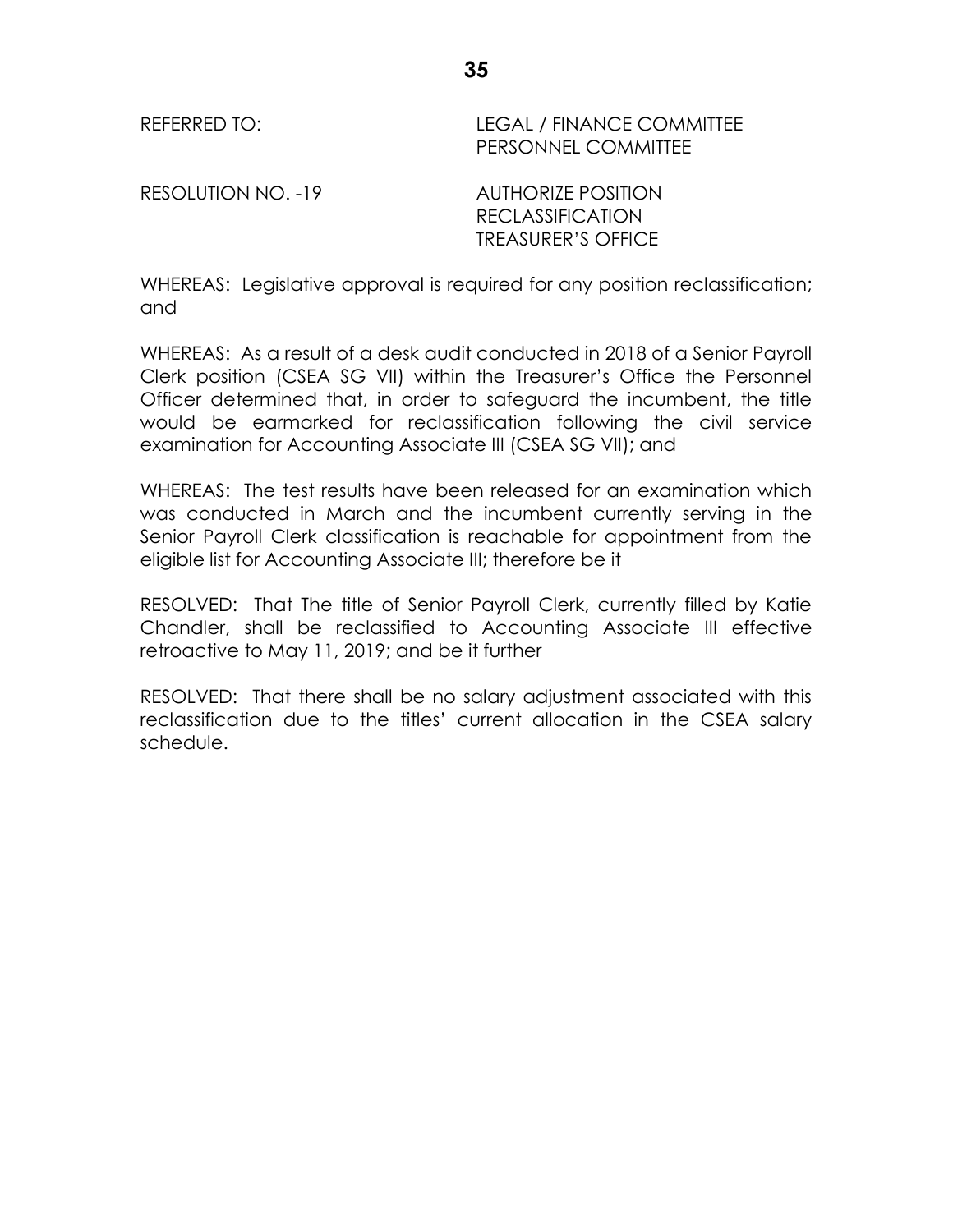REFERRED TO: LEGAL / FINANCE COMMITTEE
PERSONNEL COMMITTEE

RESOLUTION NO. -19 AUTHORIZE POSITION
RECLASSIFICATION
TREASURER'S OFFICE

WHEREAS: Legislative approval is required for any position reclassification; and

WHEREAS: As a result of a desk audit conducted in 2018 of a Senior Payroll Clerk position (CSEA SG VII) within the Treasurer's Office the Personnel Officer determined that, in order to safeguard the incumbent, the title would be earmarked for reclassification following the civil service examination for Accounting Associate III (CSEA SG VII); and

WHEREAS: The test results have been released for an examination which was conducted in March and the incumbent currently serving in the Senior Payroll Clerk classification is reachable for appointment from the eligible list for Accounting Associate III; therefore be it

RESOLVED: That The title of Senior Payroll Clerk, currently filled by Katie Chandler, shall be reclassified to Accounting Associate III effective retroactive to May 11, 2019; and be it further

RESOLVED: That there shall be no salary adjustment associated with this reclassification due to the titles' current allocation in the CSEA salary schedule.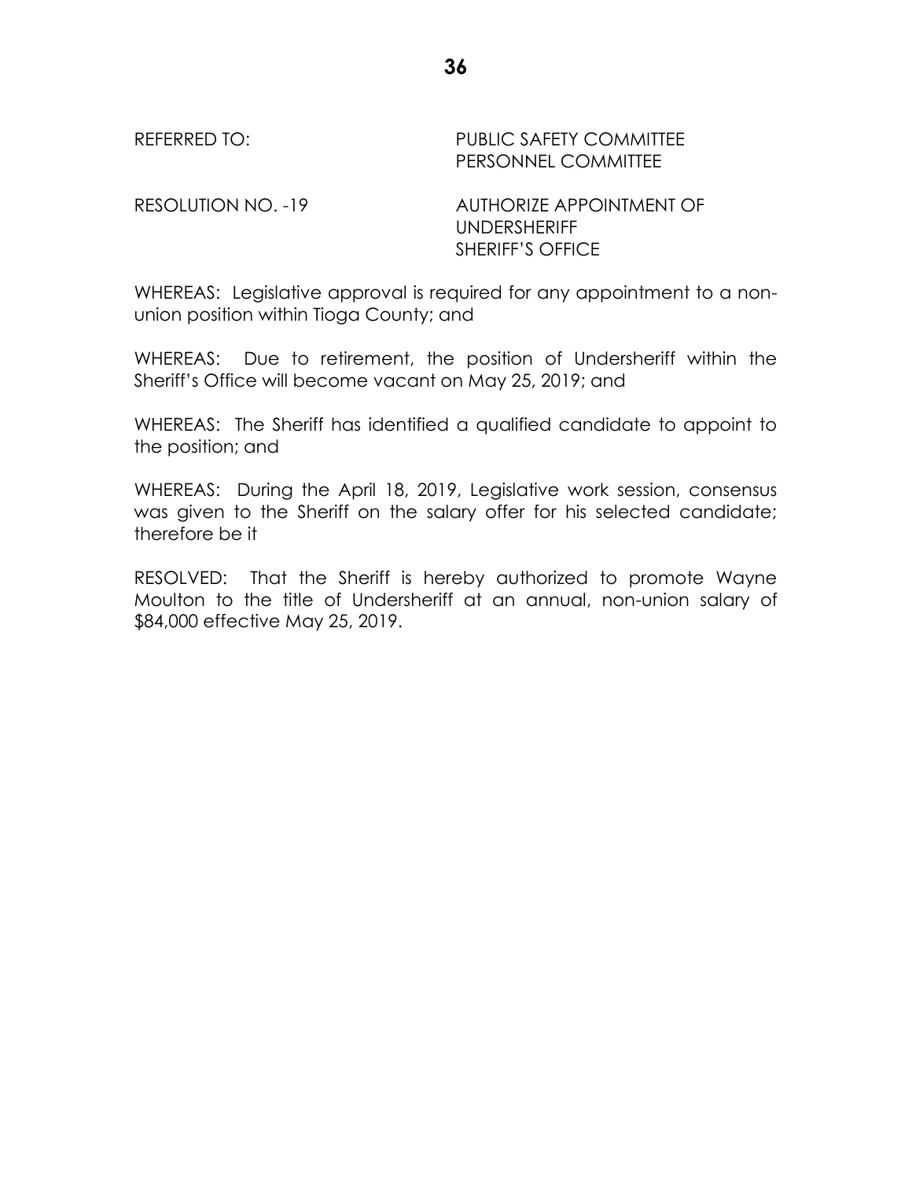REFERRED TO: PUBLIC SAFETY COMMITTEE
PERSONNEL COMMITTEE

RESOLUTION NO. -19 AUTHORIZE APPOINTMENT OF
UNDERSHERIFF
SHERIFF'S OFFICE

WHEREAS: Legislative approval is required for any appointment to a non-union position within Tioga County; and

WHEREAS: Due to retirement, the position of Undersheriff within the Sheriff's Office will become vacant on May 25, 2019; and

WHEREAS: The Sheriff has identified a qualified candidate to appoint to the position; and

WHEREAS: During the April 18, 2019, Legislative work session, consensus was given to the Sheriff on the salary offer for his selected candidate; therefore be it

RESOLVED: That the Sheriff is hereby authorized to promote Wayne Moulton to the title of Undersheriff at an annual, non-union salary of $84,000 effective May 25, 2019.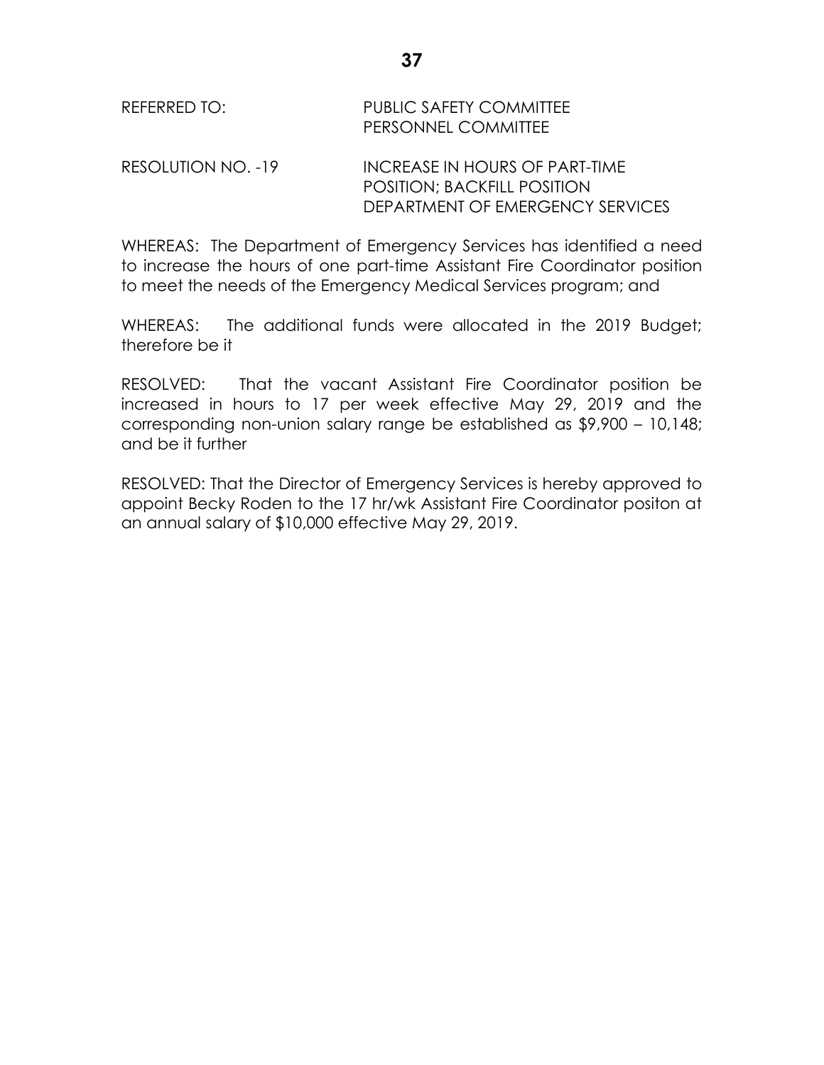REFERRED TO: PUBLIC SAFETY COMMITTEE
PERSONNEL COMMITTEE

RESOLUTION NO. -19 INCREASE IN HOURS OF PART-TIME POSITION; BACKFILL POSITION DEPARTMENT OF EMERGENCY SERVICES

WHEREAS: The Department of Emergency Services has identified a need to increase the hours of one part-time Assistant Fire Coordinator position to meet the needs of the Emergency Medical Services program; and

WHEREAS: The additional funds were allocated in the 2019 Budget; therefore be it

RESOLVED: That the vacant Assistant Fire Coordinator position be increased in hours to 17 per week effective May 29, 2019 and the corresponding non-union salary range be established as $9,900 – 10,148; and be it further

RESOLVED: That the Director of Emergency Services is hereby approved to appoint Becky Roden to the 17 hr/wk Assistant Fire Coordinator positon at an annual salary of $10,000 effective May 29, 2019.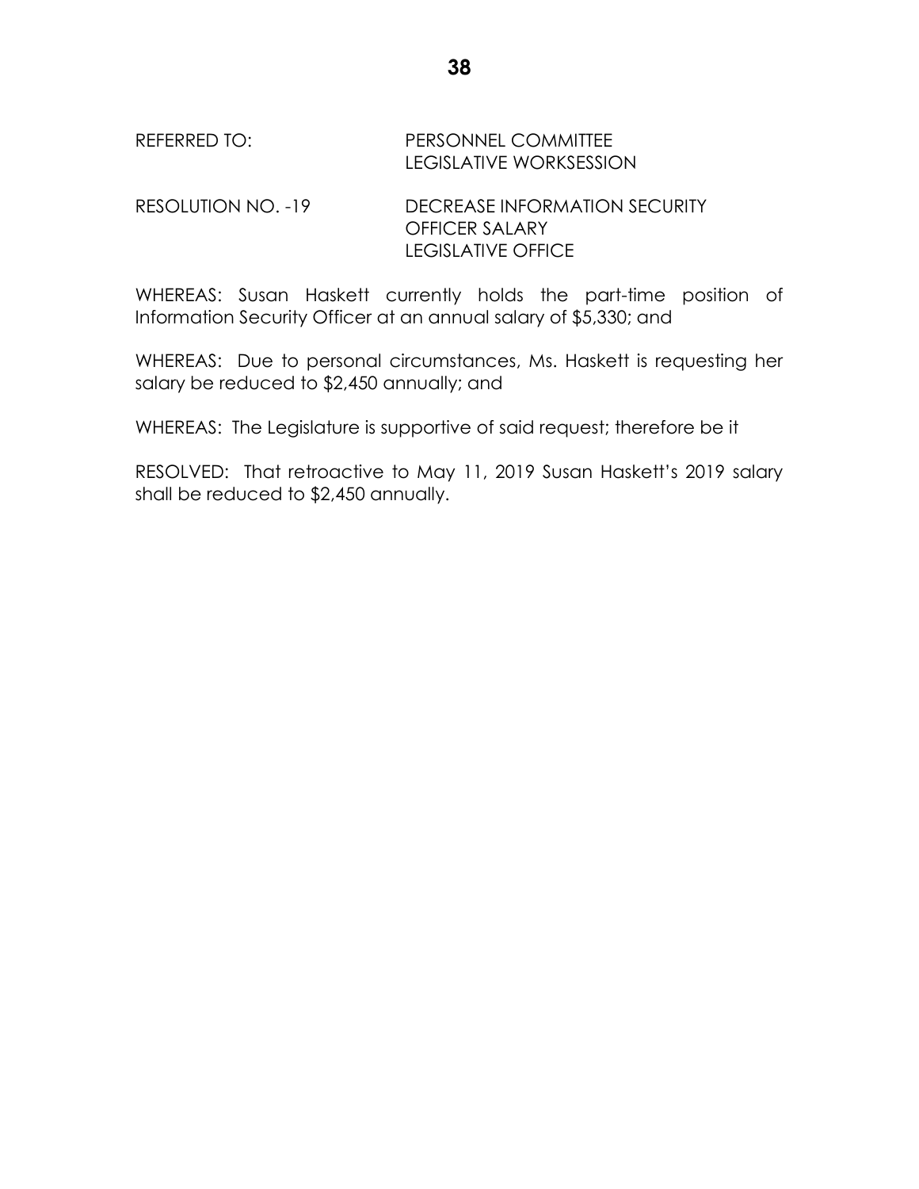REFERRED TO: PERSONNEL COMMITTEE
LEGISLATIVE WORKSESSION

RESOLUTION NO. -19 DECREASE INFORMATION SECURITY OFFICER SALARY
LEGISLATIVE OFFICE

WHEREAS: Susan Haskett currently holds the part-time position of Information Security Officer at an annual salary of $5,330; and

WHEREAS: Due to personal circumstances, Ms. Haskett is requesting her salary be reduced to $2,450 annually; and

WHEREAS: The Legislature is supportive of said request; therefore be it

RESOLVED: That retroactive to May 11, 2019 Susan Haskett's 2019 salary shall be reduced to $2,450 annually.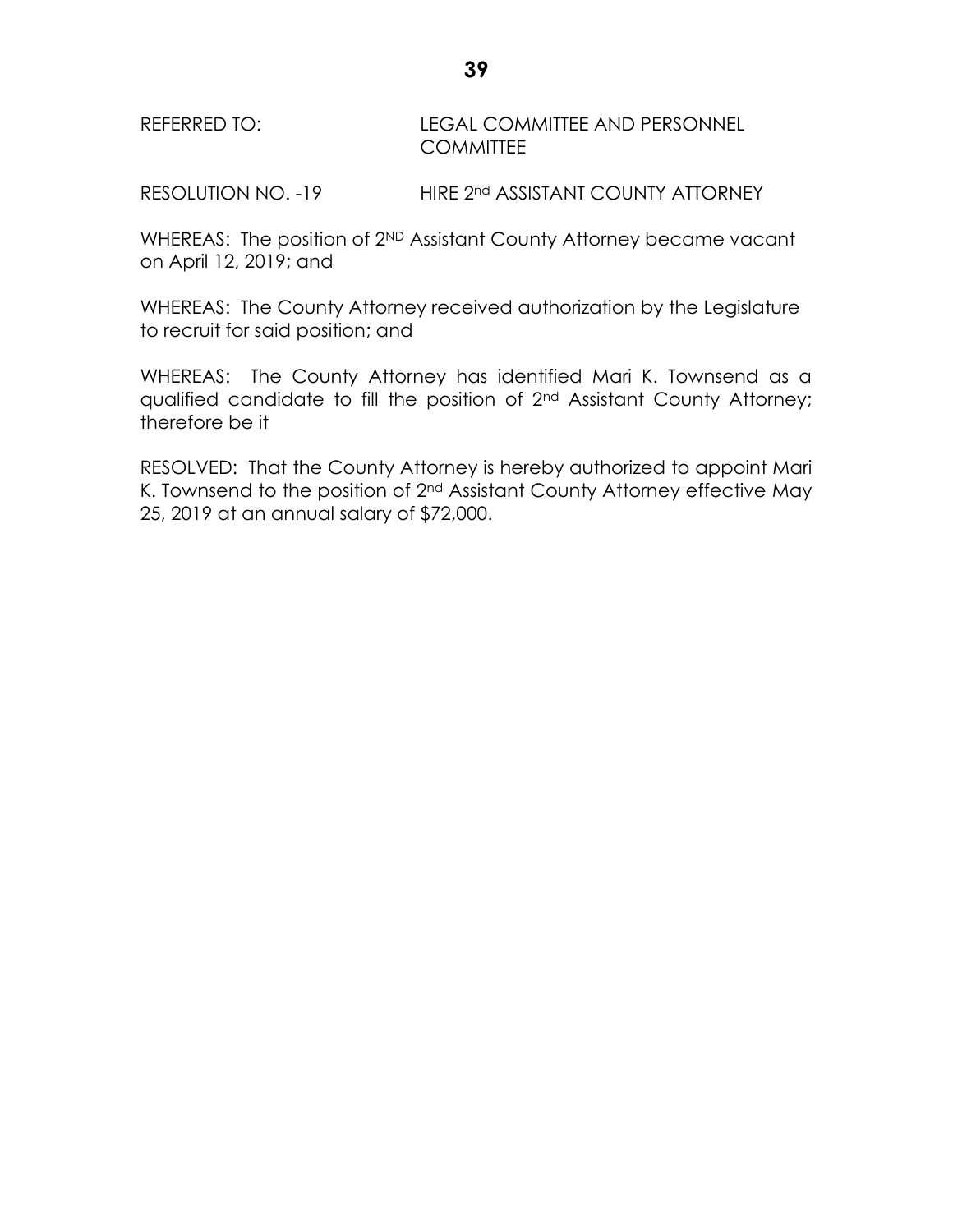REFERRED TO: LEGAL COMMITTEE AND PERSONNEL COMMITTEE

RESOLUTION NO. -19 HIRE 2nd ASSISTANT COUNTY ATTORNEY

WHEREAS: The position of 2ND Assistant County Attorney became vacant on April 12, 2019; and

WHEREAS: The County Attorney received authorization by the Legislature to recruit for said position; and

WHEREAS: The County Attorney has identified Mari K. Townsend as a qualified candidate to fill the position of 2nd Assistant County Attorney; therefore be it

RESOLVED: That the County Attorney is hereby authorized to appoint Mari K. Townsend to the position of 2nd Assistant County Attorney effective May 25, 2019 at an annual salary of $72,000.